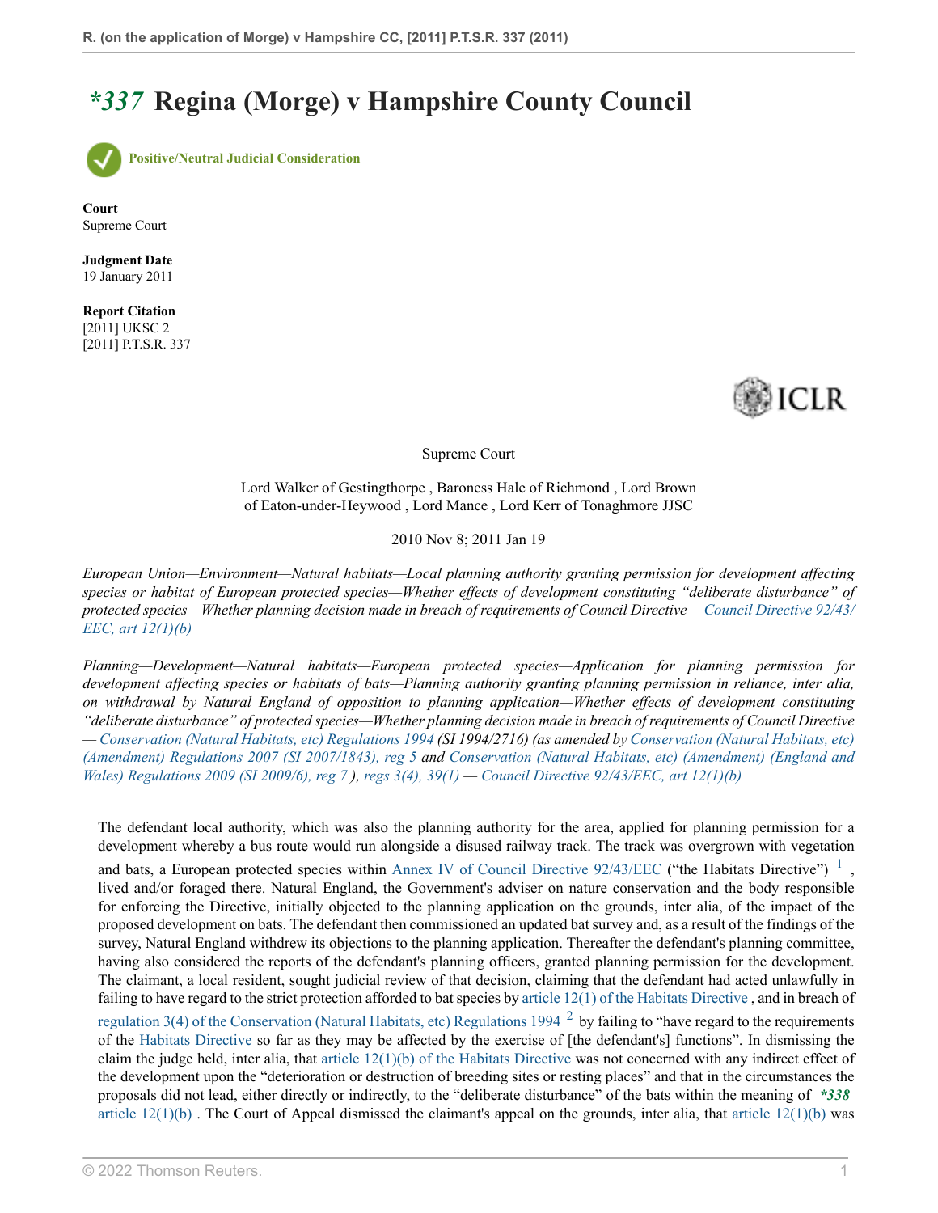# *337 Regina (Morge) v Hampshire County Council

Positive/Neutral Judicial Consideration

**Court**
Supreme Court

**Judgment Date**
19 January 2011

**Report Citation**
[2011] UKSC 2
[2011] P.T.S.R. 337

Supreme Court

Lord Walker of Gestingthorpe , Baroness Hale of Richmond , Lord Brown of Eaton-under-Heywood , Lord Mance , Lord Kerr of Tonaghmore JJSC

2010 Nov 8; 2011 Jan 19

*European Union—Environment—Natural habitats—Local planning authority granting permission for development affecting species or habitat of European protected species—Whether effects of development constituting "deliberate disturbance" of protected species—Whether planning decision made in breach of requirements of Council Directive— Council Directive 92/43/EEC, art 12(1)(b)*

*Planning—Development—Natural habitats—European protected species—Application for planning permission for development affecting species or habitats of bats—Planning authority granting planning permission in reliance, inter alia, on withdrawal by Natural England of opposition to planning application—Whether effects of development constituting "deliberate disturbance" of protected species—Whether planning decision made in breach of requirements of Council Directive — Conservation (Natural Habitats, etc) Regulations 1994 (SI 1994/2716) (as amended by Conservation (Natural Habitats, etc) (Amendment) Regulations 2007 (SI 2007/1843), reg 5 and Conservation (Natural Habitats, etc) (Amendment) (England and Wales) Regulations 2009 (SI 2009/6), reg 7 ), regs 3(4), 39(1) — Council Directive 92/43/EEC, art 12(1)(b)*

The defendant local authority, which was also the planning authority for the area, applied for planning permission for a development whereby a bus route would run alongside a disused railway track. The track was overgrown with vegetation and bats, a European protected species within Annex IV of Council Directive 92/43/EEC ("the Habitats Directive") [1] , lived and/or foraged there. Natural England, the Government's adviser on nature conservation and the body responsible for enforcing the Directive, initially objected to the planning application on the grounds, inter alia, of the impact of the proposed development on bats. The defendant then commissioned an updated bat survey and, as a result of the findings of the survey, Natural England withdrew its objections to the planning application. Thereafter the defendant's planning committee, having also considered the reports of the defendant's planning officers, granted planning permission for the development. The claimant, a local resident, sought judicial review of that decision, claiming that the defendant had acted unlawfully in failing to have regard to the strict protection afforded to bat species by article 12(1) of the Habitats Directive , and in breach of regulation 3(4) of the Conservation (Natural Habitats, etc) Regulations 1994 [2] by failing to "have regard to the requirements of the Habitats Directive so far as they may be affected by the exercise of [the defendant's] functions". In dismissing the claim the judge held, inter alia, that article 12(1)(b) of the Habitats Directive was not concerned with any indirect effect of the development upon the "deterioration or destruction of breeding sites or resting places" and that in the circumstances the proposals did not lead, either directly or indirectly, to the "deliberate disturbance" of the bats within the meaning of *338 article 12(1)(b) . The Court of Appeal dismissed the claimant's appeal on the grounds, inter alia, that article 12(1)(b) was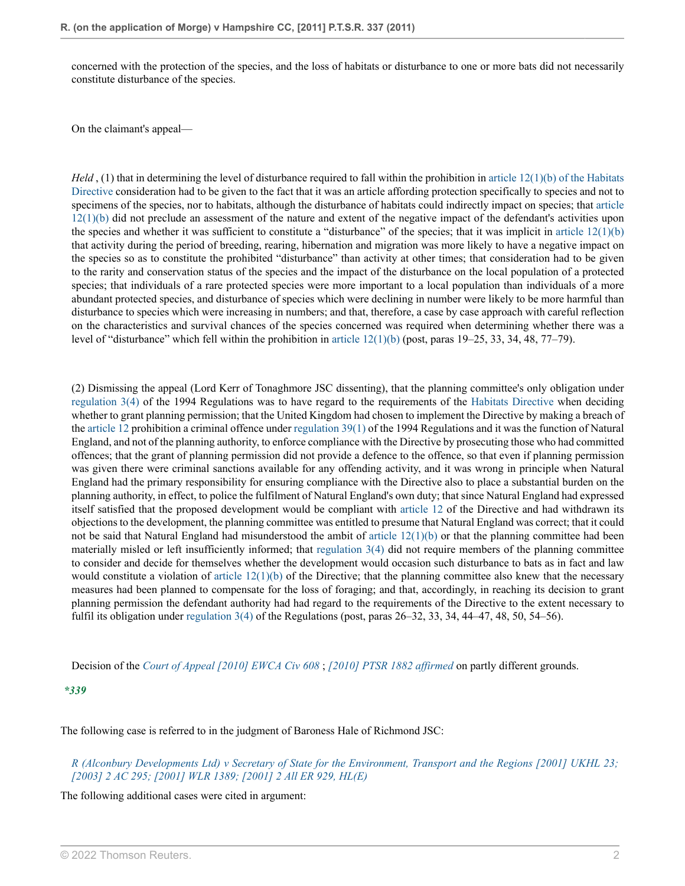concerned with the protection of the species, and the loss of habitats or disturbance to one or more bats did not necessarily constitute disturbance of the species.

On the claimant's appeal—

*Held* , (1) that in determining the level of disturbance required to fall within the prohibition in article 12(1)(b) of the Habitats Directive consideration had to be given to the fact that it was an article affording protection specifically to species and not to specimens of the species, nor to habitats, although the disturbance of habitats could indirectly impact on species; that article 12(1)(b) did not preclude an assessment of the nature and extent of the negative impact of the defendant's activities upon the species and whether it was sufficient to constitute a "disturbance" of the species; that it was implicit in article 12(1)(b) that activity during the period of breeding, rearing, hibernation and migration was more likely to have a negative impact on the species so as to constitute the prohibited "disturbance" than activity at other times; that consideration had to be given to the rarity and conservation status of the species and the impact of the disturbance on the local population of a protected species; that individuals of a rare protected species were more important to a local population than individuals of a more abundant protected species, and disturbance of species which were declining in number were likely to be more harmful than disturbance to species which were increasing in numbers; and that, therefore, a case by case approach with careful reflection on the characteristics and survival chances of the species concerned was required when determining whether there was a level of "disturbance" which fell within the prohibition in article 12(1)(b) (post, paras 19–25, 33, 34, 48, 77–79).

(2) Dismissing the appeal (Lord Kerr of Tonaghmore JSC dissenting), that the planning committee's only obligation under regulation 3(4) of the 1994 Regulations was to have regard to the requirements of the Habitats Directive when deciding whether to grant planning permission; that the United Kingdom had chosen to implement the Directive by making a breach of the article 12 prohibition a criminal offence under regulation 39(1) of the 1994 Regulations and it was the function of Natural England, and not of the planning authority, to enforce compliance with the Directive by prosecuting those who had committed offences; that the grant of planning permission did not provide a defence to the offence, so that even if planning permission was given there were criminal sanctions available for any offending activity, and it was wrong in principle when Natural England had the primary responsibility for ensuring compliance with the Directive also to place a substantial burden on the planning authority, in effect, to police the fulfilment of Natural England's own duty; that since Natural England had expressed itself satisfied that the proposed development would be compliant with article 12 of the Directive and had withdrawn its objections to the development, the planning committee was entitled to presume that Natural England was correct; that it could not be said that Natural England had misunderstood the ambit of article 12(1)(b) or that the planning committee had been materially misled or left insufficiently informed; that regulation 3(4) did not require members of the planning committee to consider and decide for themselves whether the development would occasion such disturbance to bats as in fact and law would constitute a violation of article 12(1)(b) of the Directive; that the planning committee also knew that the necessary measures had been planned to compensate for the loss of foraging; and that, accordingly, in reaching its decision to grant planning permission the defendant authority had had regard to the requirements of the Directive to the extent necessary to fulfil its obligation under regulation 3(4) of the Regulations (post, paras 26–32, 33, 34, 44–47, 48, 50, 54–56).

Decision of the *Court of Appeal [2010] EWCA Civ 608* ; *[2010] PTSR 1882 affirmed* on partly different grounds.

*\*339*

The following case is referred to in the judgment of Baroness Hale of Richmond JSC:

*R (Alconbury Developments Ltd) v Secretary of State for the Environment, Transport and the Regions [2001] UKHL 23; [2003] 2 AC 295; [2001] WLR 1389; [2001] 2 All ER 929, HL(E)*

The following additional cases were cited in argument: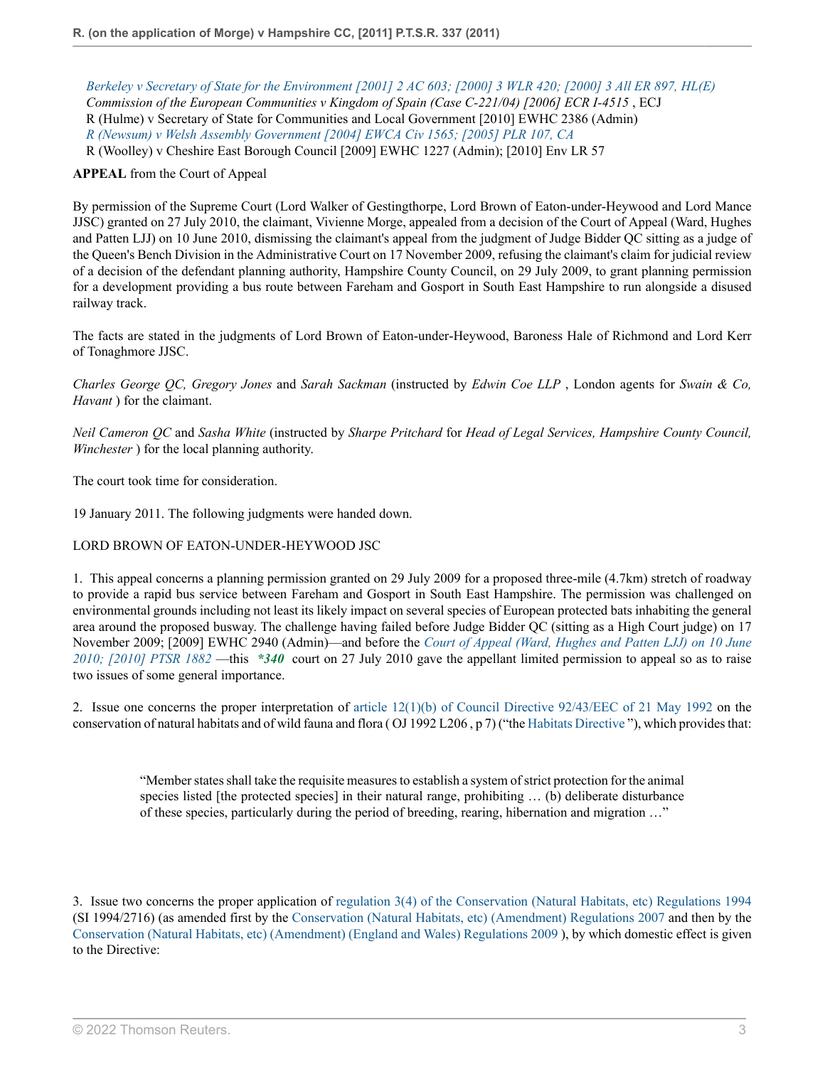*Berkeley v Secretary of State for the Environment [2001] 2 AC 603; [2000] 3 WLR 420; [2000] 3 All ER 897, HL(E)*
*Commission of the European Communities v Kingdom of Spain (Case C-221/04) [2006] ECR I-4515* , ECJ
R (Hulme) v Secretary of State for Communities and Local Government [2010] EWHC 2386 (Admin)
*R (Newsum) v Welsh Assembly Government [2004] EWCA Civ 1565; [2005] PLR 107, CA*
R (Woolley) v Cheshire East Borough Council [2009] EWHC 1227 (Admin); [2010] Env LR 57

**APPEAL** from the Court of Appeal

By permission of the Supreme Court (Lord Walker of Gestingthorpe, Lord Brown of Eaton-under-Heywood and Lord Mance JJSC) granted on 27 July 2010, the claimant, Vivienne Morge, appealed from a decision of the Court of Appeal (Ward, Hughes and Patten LJJ) on 10 June 2010, dismissing the claimant's appeal from the judgment of Judge Bidder QC sitting as a judge of the Queen's Bench Division in the Administrative Court on 17 November 2009, refusing the claimant's claim for judicial review of a decision of the defendant planning authority, Hampshire County Council, on 29 July 2009, to grant planning permission for a development providing a bus route between Fareham and Gosport in South East Hampshire to run alongside a disused railway track.

The facts are stated in the judgments of Lord Brown of Eaton-under-Heywood, Baroness Hale of Richmond and Lord Kerr of Tonaghmore JJSC.

*Charles George QC, Gregory Jones* and *Sarah Sackman* (instructed by *Edwin Coe LLP* , London agents for *Swain & Co, Havant* ) for the claimant.

*Neil Cameron QC* and *Sasha White* (instructed by *Sharpe Pritchard* for *Head of Legal Services, Hampshire County Council, Winchester* ) for the local planning authority.

The court took time for consideration.

19 January 2011. The following judgments were handed down.

LORD BROWN OF EATON-UNDER-HEYWOOD JSC

1. This appeal concerns a planning permission granted on 29 July 2009 for a proposed three-mile (4.7km) stretch of roadway to provide a rapid bus service between Fareham and Gosport in South East Hampshire. The permission was challenged on environmental grounds including not least its likely impact on several species of European protected bats inhabiting the general area around the proposed busway. The challenge having failed before Judge Bidder QC (sitting as a High Court judge) on 17 November 2009; [2009] EWHC 2940 (Admin)—and before the *Court of Appeal (Ward, Hughes and Patten LJJ) on 10 June 2010; [2010] PTSR 1882* —this ***340*** court on 27 July 2010 gave the appellant limited permission to appeal so as to raise two issues of some general importance.

2. Issue one concerns the proper interpretation of article 12(1)(b) of Council Directive 92/43/EEC of 21 May 1992 on the conservation of natural habitats and of wild fauna and flora ( OJ 1992 L206 , p 7) ("the Habitats Directive "), which provides that:

> "Member states shall take the requisite measures to establish a system of strict protection for the animal species listed [the protected species] in their natural range, prohibiting … (b) deliberate disturbance of these species, particularly during the period of breeding, rearing, hibernation and migration …"

3. Issue two concerns the proper application of regulation 3(4) of the Conservation (Natural Habitats, etc) Regulations 1994 (SI 1994/2716) (as amended first by the Conservation (Natural Habitats, etc) (Amendment) Regulations 2007 and then by the Conservation (Natural Habitats, etc) (Amendment) (England and Wales) Regulations 2009 ), by which domestic effect is given to the Directive: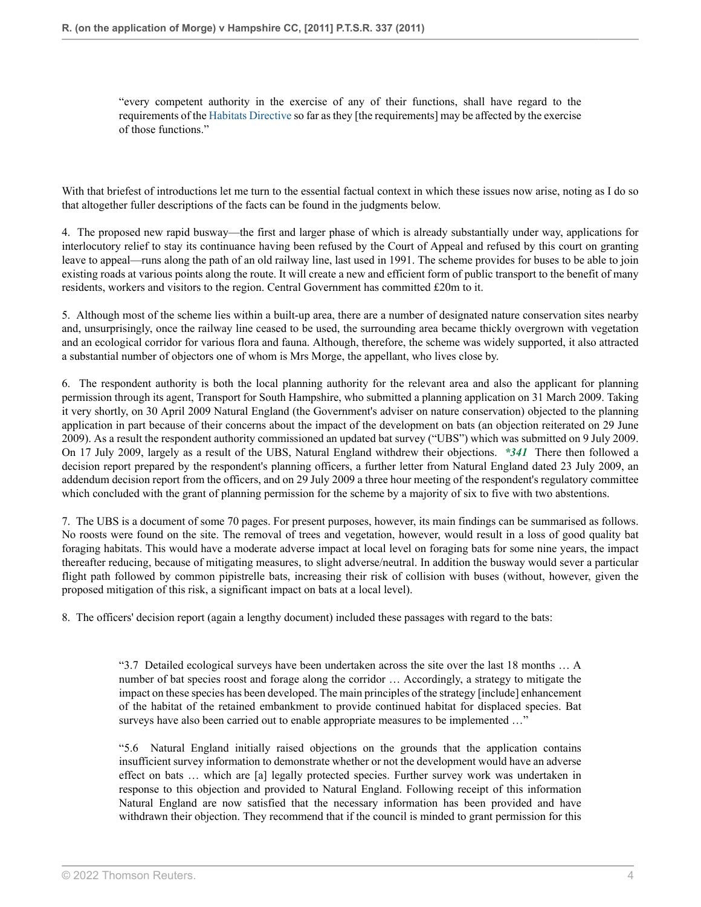> "every competent authority in the exercise of any of their functions, shall have regard to the requirements of the Habitats Directive so far as they [the requirements] may be affected by the exercise of those functions."

With that briefest of introductions let me turn to the essential factual context in which these issues now arise, noting as I do so that altogether fuller descriptions of the facts can be found in the judgments below.

4. The proposed new rapid busway—the first and larger phase of which is already substantially under way, applications for interlocutory relief to stay its continuance having been refused by the Court of Appeal and refused by this court on granting leave to appeal—runs along the path of an old railway line, last used in 1991. The scheme provides for buses to be able to join existing roads at various points along the route. It will create a new and efficient form of public transport to the benefit of many residents, workers and visitors to the region. Central Government has committed £20m to it.

5. Although most of the scheme lies within a built-up area, there are a number of designated nature conservation sites nearby and, unsurprisingly, once the railway line ceased to be used, the surrounding area became thickly overgrown with vegetation and an ecological corridor for various flora and fauna. Although, therefore, the scheme was widely supported, it also attracted a substantial number of objectors one of whom is Mrs Morge, the appellant, who lives close by.

6. The respondent authority is both the local planning authority for the relevant area and also the applicant for planning permission through its agent, Transport for South Hampshire, who submitted a planning application on 31 March 2009. Taking it very shortly, on 30 April 2009 Natural England (the Government's adviser on nature conservation) objected to the planning application in part because of their concerns about the impact of the development on bats (an objection reiterated on 29 June 2009). As a result the respondent authority commissioned an updated bat survey ("UBS") which was submitted on 9 July 2009. On 17 July 2009, largely as a result of the UBS, Natural England withdrew their objections. ***341** There then followed a decision report prepared by the respondent's planning officers, a further letter from Natural England dated 23 July 2009, an addendum decision report from the officers, and on 29 July 2009 a three hour meeting of the respondent's regulatory committee which concluded with the grant of planning permission for the scheme by a majority of six to five with two abstentions.

7. The UBS is a document of some 70 pages. For present purposes, however, its main findings can be summarised as follows. No roosts were found on the site. The removal of trees and vegetation, however, would result in a loss of good quality bat foraging habitats. This would have a moderate adverse impact at local level on foraging bats for some nine years, the impact thereafter reducing, because of mitigating measures, to slight adverse/neutral. In addition the busway would sever a particular flight path followed by common pipistrelle bats, increasing their risk of collision with buses (without, however, given the proposed mitigation of this risk, a significant impact on bats at a local level).

8. The officers' decision report (again a lengthy document) included these passages with regard to the bats:

> "3.7 Detailed ecological surveys have been undertaken across the site over the last 18 months … A number of bat species roost and forage along the corridor … Accordingly, a strategy to mitigate the impact on these species has been developed. The main principles of the strategy [include] enhancement of the habitat of the retained embankment to provide continued habitat for displaced species. Bat surveys have also been carried out to enable appropriate measures to be implemented …"

> "5.6 Natural England initially raised objections on the grounds that the application contains insufficient survey information to demonstrate whether or not the development would have an adverse effect on bats … which are [a] legally protected species. Further survey work was undertaken in response to this objection and provided to Natural England. Following receipt of this information Natural England are now satisfied that the necessary information has been provided and have withdrawn their objection. They recommend that if the council is minded to grant permission for this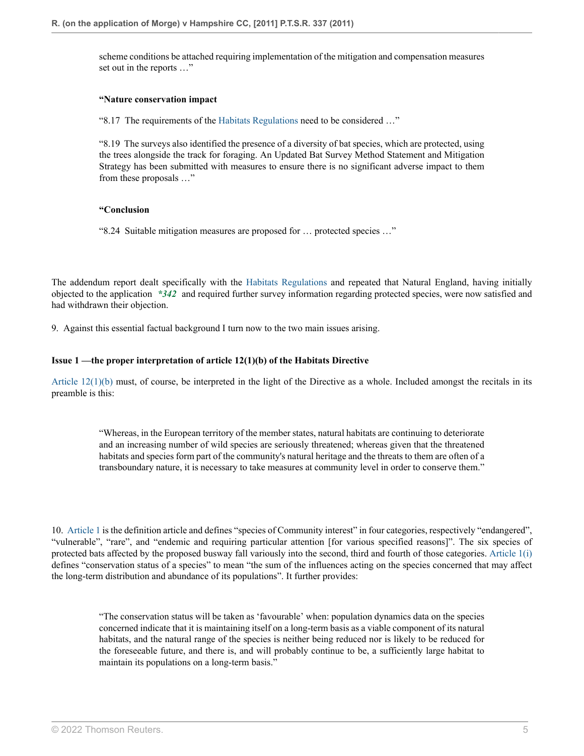scheme conditions be attached requiring implementation of the mitigation and compensation measures set out in the reports …"

> **"Nature conservation impact**
>
> "8.17 The requirements of the Habitats Regulations need to be considered …"
>
> "8.19 The surveys also identified the presence of a diversity of bat species, which are protected, using the trees alongside the track for foraging. An Updated Bat Survey Method Statement and Mitigation Strategy has been submitted with measures to ensure there is no significant adverse impact to them from these proposals …"
>
> **"Conclusion**
>
> "8.24 Suitable mitigation measures are proposed for … protected species …"

The addendum report dealt specifically with the Habitats Regulations and repeated that Natural England, having initially objected to the application *\*342* and required further survey information regarding protected species, were now satisfied and had withdrawn their objection.

9. Against this essential factual background I turn now to the two main issues arising.

**Issue 1 —the proper interpretation of article 12(1)(b) of the Habitats Directive**

Article 12(1)(b) must, of course, be interpreted in the light of the Directive as a whole. Included amongst the recitals in its preamble is this:

> "Whereas, in the European territory of the member states, natural habitats are continuing to deteriorate and an increasing number of wild species are seriously threatened; whereas given that the threatened habitats and species form part of the community's natural heritage and the threats to them are often of a transboundary nature, it is necessary to take measures at community level in order to conserve them."

10. Article 1 is the definition article and defines "species of Community interest" in four categories, respectively "endangered", "vulnerable", "rare", and "endemic and requiring particular attention [for various specified reasons]". The six species of protected bats affected by the proposed busway fall variously into the second, third and fourth of those categories. Article 1(i) defines "conservation status of a species" to mean "the sum of the influences acting on the species concerned that may affect the long-term distribution and abundance of its populations". It further provides:

> "The conservation status will be taken as 'favourable' when: population dynamics data on the species concerned indicate that it is maintaining itself on a long-term basis as a viable component of its natural habitats, and the natural range of the species is neither being reduced nor is likely to be reduced for the foreseeable future, and there is, and will probably continue to be, a sufficiently large habitat to maintain its populations on a long-term basis."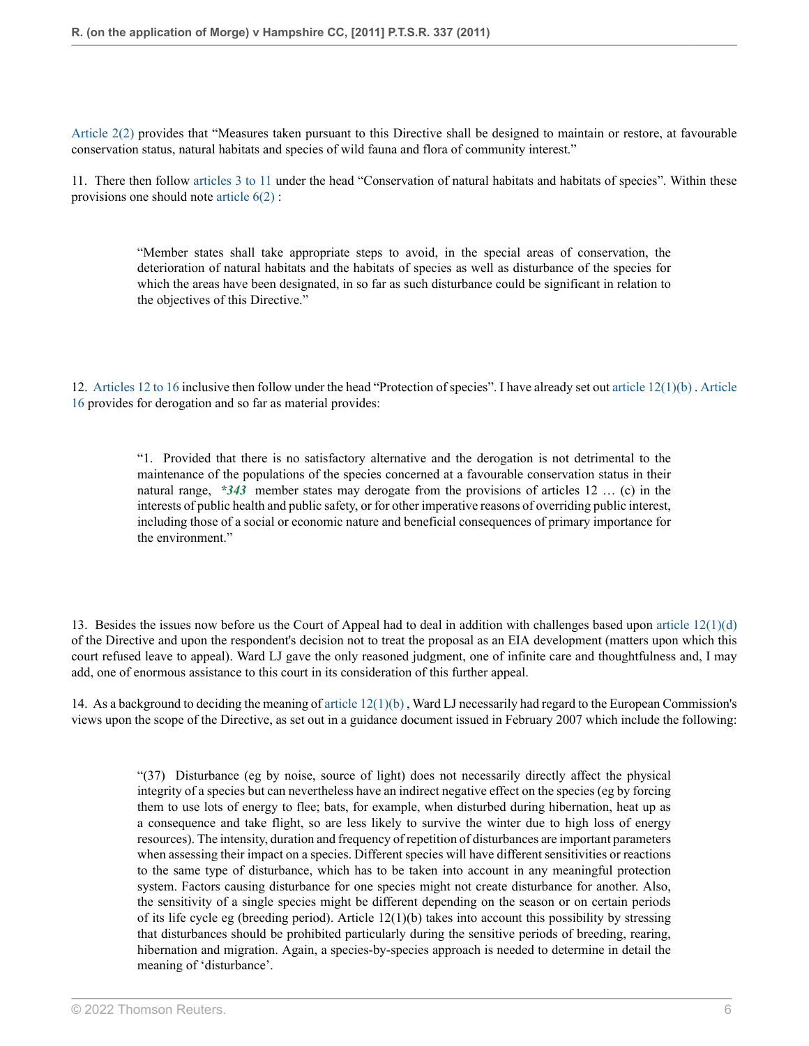Article 2(2) provides that "Measures taken pursuant to this Directive shall be designed to maintain or restore, at favourable conservation status, natural habitats and species of wild fauna and flora of community interest."

11. There then follow articles 3 to 11 under the head "Conservation of natural habitats and habitats of species". Within these provisions one should note article 6(2) :

> "Member states shall take appropriate steps to avoid, in the special areas of conservation, the deterioration of natural habitats and the habitats of species as well as disturbance of the species for which the areas have been designated, in so far as such disturbance could be significant in relation to the objectives of this Directive."

12. Articles 12 to 16 inclusive then follow under the head "Protection of species". I have already set out article 12(1)(b) . Article 16 provides for derogation and so far as material provides:

> "1. Provided that there is no satisfactory alternative and the derogation is not detrimental to the maintenance of the populations of the species concerned at a favourable conservation status in their natural range, ***343*** member states may derogate from the provisions of articles 12 … (c) in the interests of public health and public safety, or for other imperative reasons of overriding public interest, including those of a social or economic nature and beneficial consequences of primary importance for the environment."

13. Besides the issues now before us the Court of Appeal had to deal in addition with challenges based upon article 12(1)(d) of the Directive and upon the respondent's decision not to treat the proposal as an EIA development (matters upon which this court refused leave to appeal). Ward LJ gave the only reasoned judgment, one of infinite care and thoughtfulness and, I may add, one of enormous assistance to this court in its consideration of this further appeal.

14. As a background to deciding the meaning of article 12(1)(b) , Ward LJ necessarily had regard to the European Commission's views upon the scope of the Directive, as set out in a guidance document issued in February 2007 which include the following:

> "(37) Disturbance (eg by noise, source of light) does not necessarily directly affect the physical integrity of a species but can nevertheless have an indirect negative effect on the species (eg by forcing them to use lots of energy to flee; bats, for example, when disturbed during hibernation, heat up as a consequence and take flight, so are less likely to survive the winter due to high loss of energy resources). The intensity, duration and frequency of repetition of disturbances are important parameters when assessing their impact on a species. Different species will have different sensitivities or reactions to the same type of disturbance, which has to be taken into account in any meaningful protection system. Factors causing disturbance for one species might not create disturbance for another. Also, the sensitivity of a single species might be different depending on the season or on certain periods of its life cycle eg (breeding period). Article 12(1)(b) takes into account this possibility by stressing that disturbances should be prohibited particularly during the sensitive periods of breeding, rearing, hibernation and migration. Again, a species-by-species approach is needed to determine in detail the meaning of 'disturbance'.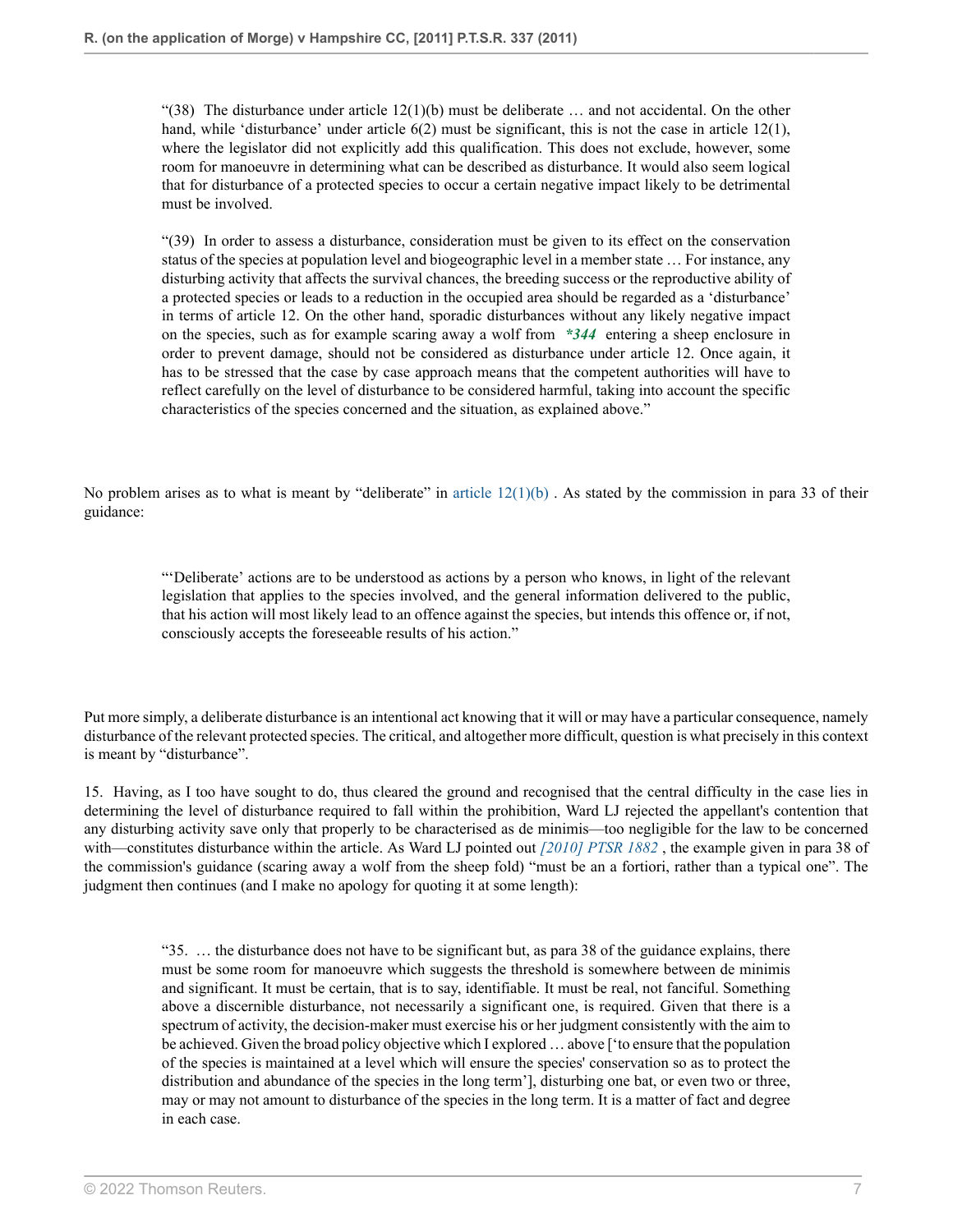> "(38) The disturbance under article 12(1)(b) must be deliberate … and not accidental. On the other hand, while 'disturbance' under article 6(2) must be significant, this is not the case in article 12(1), where the legislator did not explicitly add this qualification. This does not exclude, however, some room for manoeuvre in determining what can be described as disturbance. It would also seem logical that for disturbance of a protected species to occur a certain negative impact likely to be detrimental must be involved.

> "(39) In order to assess a disturbance, consideration must be given to its effect on the conservation status of the species at population level and biogeographic level in a member state … For instance, any disturbing activity that affects the survival chances, the breeding success or the reproductive ability of a protected species or leads to a reduction in the occupied area should be regarded as a 'disturbance' in terms of article 12. On the other hand, sporadic disturbances without any likely negative impact on the species, such as for example scaring away a wolf from *\*344* entering a sheep enclosure in order to prevent damage, should not be considered as disturbance under article 12. Once again, it has to be stressed that the case by case approach means that the competent authorities will have to reflect carefully on the level of disturbance to be considered harmful, taking into account the specific characteristics of the species concerned and the situation, as explained above."

No problem arises as to what is meant by "deliberate" in article 12(1)(b) . As stated by the commission in para 33 of their guidance:

> "'Deliberate' actions are to be understood as actions by a person who knows, in light of the relevant legislation that applies to the species involved, and the general information delivered to the public, that his action will most likely lead to an offence against the species, but intends this offence or, if not, consciously accepts the foreseeable results of his action."

Put more simply, a deliberate disturbance is an intentional act knowing that it will or may have a particular consequence, namely disturbance of the relevant protected species. The critical, and altogether more difficult, question is what precisely in this context is meant by "disturbance".

15. Having, as I too have sought to do, thus cleared the ground and recognised that the central difficulty in the case lies in determining the level of disturbance required to fall within the prohibition, Ward LJ rejected the appellant's contention that any disturbing activity save only that properly to be characterised as de minimis—too negligible for the law to be concerned with—constitutes disturbance within the article. As Ward LJ pointed out *[2010] PTSR 1882* , the example given in para 38 of the commission's guidance (scaring away a wolf from the sheep fold) "must be an a fortiori, rather than a typical one". The judgment then continues (and I make no apology for quoting it at some length):

> "35. … the disturbance does not have to be significant but, as para 38 of the guidance explains, there must be some room for manoeuvre which suggests the threshold is somewhere between de minimis and significant. It must be certain, that is to say, identifiable. It must be real, not fanciful. Something above a discernible disturbance, not necessarily a significant one, is required. Given that there is a spectrum of activity, the decision-maker must exercise his or her judgment consistently with the aim to be achieved. Given the broad policy objective which I explored … above ['to ensure that the population of the species is maintained at a level which will ensure the species' conservation so as to protect the distribution and abundance of the species in the long term'], disturbing one bat, or even two or three, may or may not amount to disturbance of the species in the long term. It is a matter of fact and degree in each case.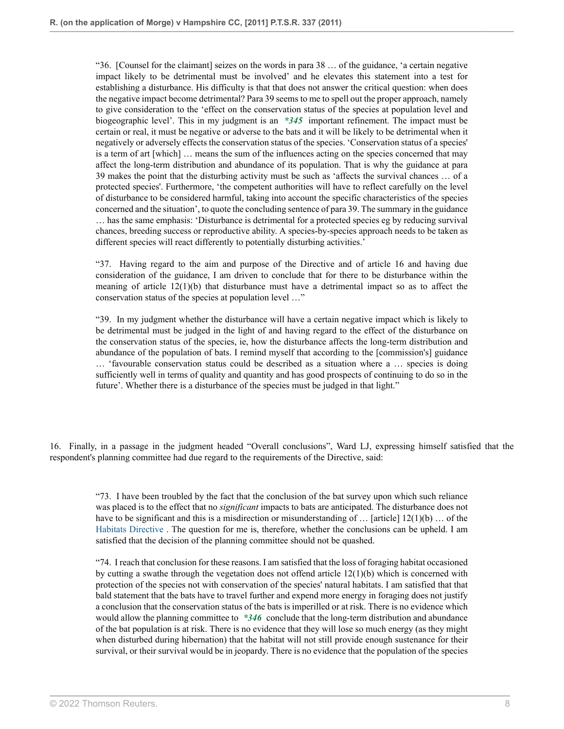> "36. [Counsel for the claimant] seizes on the words in para 38 … of the guidance, 'a certain negative impact likely to be detrimental must be involved' and he elevates this statement into a test for establishing a disturbance. His difficulty is that that does not answer the critical question: when does the negative impact become detrimental? Para 39 seems to me to spell out the proper approach, namely to give consideration to the 'effect on the conservation status of the species at population level and biogeographic level'. This in my judgment is an *\*345* important refinement. The impact must be certain or real, it must be negative or adverse to the bats and it will be likely to be detrimental when it negatively or adversely effects the conservation status of the species. 'Conservation status of a species' is a term of art [which] … means the sum of the influences acting on the species concerned that may affect the long-term distribution and abundance of its population. That is why the guidance at para 39 makes the point that the disturbing activity must be such as 'affects the survival chances … of a protected species'. Furthermore, 'the competent authorities will have to reflect carefully on the level of disturbance to be considered harmful, taking into account the specific characteristics of the species concerned and the situation', to quote the concluding sentence of para 39. The summary in the guidance … has the same emphasis: 'Disturbance is detrimental for a protected species eg by reducing survival chances, breeding success or reproductive ability. A species-by-species approach needs to be taken as different species will react differently to potentially disturbing activities.'
>
> "37. Having regard to the aim and purpose of the Directive and of article 16 and having due consideration of the guidance, I am driven to conclude that for there to be disturbance within the meaning of article 12(1)(b) that disturbance must have a detrimental impact so as to affect the conservation status of the species at population level …"
>
> "39. In my judgment whether the disturbance will have a certain negative impact which is likely to be detrimental must be judged in the light of and having regard to the effect of the disturbance on the conservation status of the species, ie, how the disturbance affects the long-term distribution and abundance of the population of bats. I remind myself that according to the [commission's] guidance … 'favourable conservation status could be described as a situation where a … species is doing sufficiently well in terms of quality and quantity and has good prospects of continuing to do so in the future'. Whether there is a disturbance of the species must be judged in that light."

16. Finally, in a passage in the judgment headed "Overall conclusions", Ward LJ, expressing himself satisfied that the respondent's planning committee had due regard to the requirements of the Directive, said:

> "73. I have been troubled by the fact that the conclusion of the bat survey upon which such reliance was placed is to the effect that no *significant* impacts to bats are anticipated. The disturbance does not have to be significant and this is a misdirection or misunderstanding of … [article] 12(1)(b) … of the Habitats Directive . The question for me is, therefore, whether the conclusions can be upheld. I am satisfied that the decision of the planning committee should not be quashed.
>
> "74. I reach that conclusion for these reasons. I am satisfied that the loss of foraging habitat occasioned by cutting a swathe through the vegetation does not offend article 12(1)(b) which is concerned with protection of the species not with conservation of the species' natural habitats. I am satisfied that that bald statement that the bats have to travel further and expend more energy in foraging does not justify a conclusion that the conservation status of the bats is imperilled or at risk. There is no evidence which would allow the planning committee to *\*346* conclude that the long-term distribution and abundance of the bat population is at risk. There is no evidence that they will lose so much energy (as they might when disturbed during hibernation) that the habitat will not still provide enough sustenance for their survival, or their survival would be in jeopardy. There is no evidence that the population of the species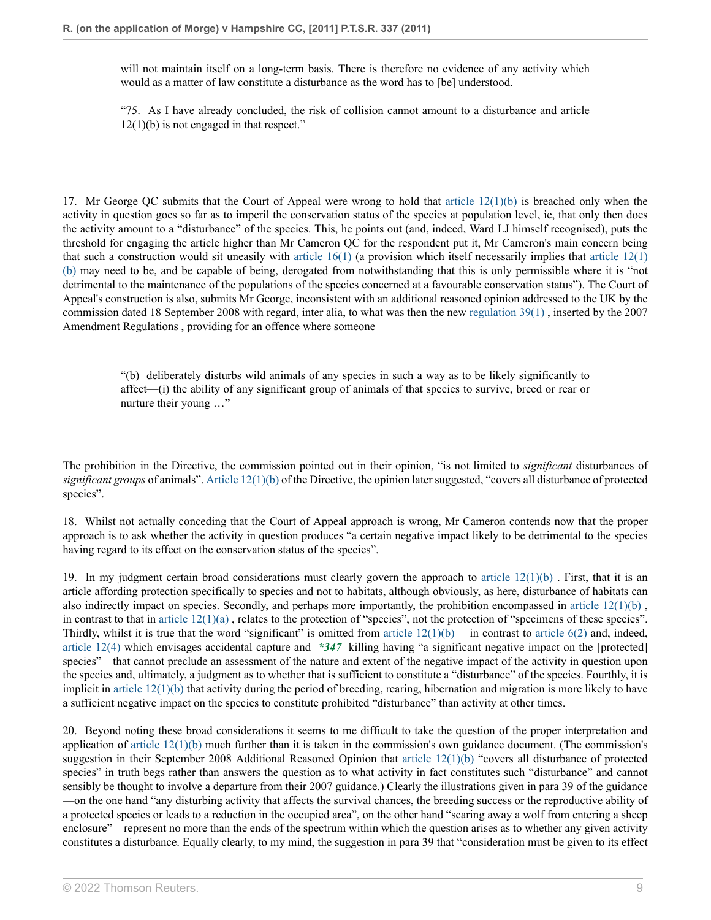will not maintain itself on a long-term basis. There is therefore no evidence of any activity which would as a matter of law constitute a disturbance as the word has to [be] understood.

> "75. As I have already concluded, the risk of collision cannot amount to a disturbance and article 12(1)(b) is not engaged in that respect."

17. Mr George QC submits that the Court of Appeal were wrong to hold that article 12(1)(b) is breached only when the activity in question goes so far as to imperil the conservation status of the species at population level, ie, that only then does the activity amount to a "disturbance" of the species. This, he points out (and, indeed, Ward LJ himself recognised), puts the threshold for engaging the article higher than Mr Cameron QC for the respondent put it, Mr Cameron's main concern being that such a construction would sit uneasily with article 16(1) (a provision which itself necessarily implies that article 12(1)(b) may need to be, and be capable of being, derogated from notwithstanding that this is only permissible where it is "not detrimental to the maintenance of the populations of the species concerned at a favourable conservation status"). The Court of Appeal's construction is also, submits Mr George, inconsistent with an additional reasoned opinion addressed to the UK by the commission dated 18 September 2008 with regard, inter alia, to what was then the new regulation 39(1), inserted by the 2007 Amendment Regulations, providing for an offence where someone

> "(b) deliberately disturbs wild animals of any species in such a way as to be likely significantly to affect—(i) the ability of any significant group of animals of that species to survive, breed or rear or nurture their young …"

The prohibition in the Directive, the commission pointed out in their opinion, "is not limited to *significant* disturbances of *significant groups* of animals". Article 12(1)(b) of the Directive, the opinion later suggested, "covers all disturbance of protected species".

18. Whilst not actually conceding that the Court of Appeal approach is wrong, Mr Cameron contends now that the proper approach is to ask whether the activity in question produces "a certain negative impact likely to be detrimental to the species having regard to its effect on the conservation status of the species".

19. In my judgment certain broad considerations must clearly govern the approach to article 12(1)(b). First, that it is an article affording protection specifically to species and not to habitats, although obviously, as here, disturbance of habitats can also indirectly impact on species. Secondly, and perhaps more importantly, the prohibition encompassed in article 12(1)(b), in contrast to that in article 12(1)(a), relates to the protection of "species", not the protection of "specimens of these species". Thirdly, whilst it is true that the word "significant" is omitted from article 12(1)(b) —in contrast to article 6(2) and, indeed, article 12(4) which envisages accidental capture and ***\*347*** killing having "a significant negative impact on the [protected] species"—that cannot preclude an assessment of the nature and extent of the negative impact of the activity in question upon the species and, ultimately, a judgment as to whether that is sufficient to constitute a "disturbance" of the species. Fourthly, it is implicit in article 12(1)(b) that activity during the period of breeding, rearing, hibernation and migration is more likely to have a sufficient negative impact on the species to constitute prohibited "disturbance" than activity at other times.

20. Beyond noting these broad considerations it seems to me difficult to take the question of the proper interpretation and application of article 12(1)(b) much further than it is taken in the commission's own guidance document. (The commission's suggestion in their September 2008 Additional Reasoned Opinion that article 12(1)(b) "covers all disturbance of protected species" in truth begs rather than answers the question as to what activity in fact constitutes such "disturbance" and cannot sensibly be thought to involve a departure from their 2007 guidance.) Clearly the illustrations given in para 39 of the guidance —on the one hand "any disturbing activity that affects the survival chances, the breeding success or the reproductive ability of a protected species or leads to a reduction in the occupied area", on the other hand "scaring away a wolf from entering a sheep enclosure"—represent no more than the ends of the spectrum within which the question arises as to whether any given activity constitutes a disturbance. Equally clearly, to my mind, the suggestion in para 39 that "consideration must be given to its effect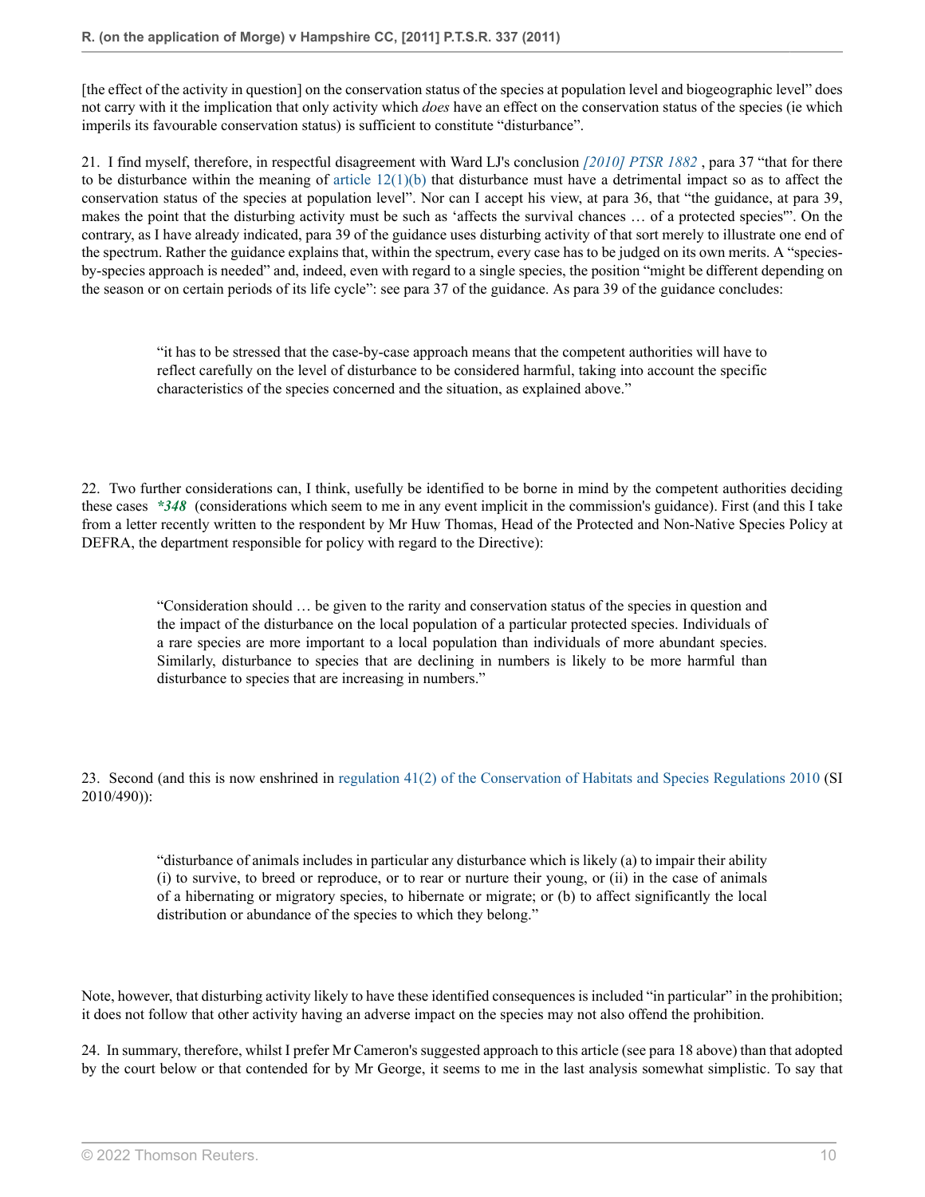[the effect of the activity in question] on the conservation status of the species at population level and biogeographic level" does not carry with it the implication that only activity which *does* have an effect on the conservation status of the species (ie which imperils its favourable conservation status) is sufficient to constitute "disturbance".

21. I find myself, therefore, in respectful disagreement with Ward LJ's conclusion *[2010] PTSR 1882* , para 37 "that for there to be disturbance within the meaning of article 12(1)(b) that disturbance must have a detrimental impact so as to affect the conservation status of the species at population level". Nor can I accept his view, at para 36, that "the guidance, at para 39, makes the point that the disturbing activity must be such as 'affects the survival chances … of a protected species'". On the contrary, as I have already indicated, para 39 of the guidance uses disturbing activity of that sort merely to illustrate one end of the spectrum. Rather the guidance explains that, within the spectrum, every case has to be judged on its own merits. A "species-by-species approach is needed" and, indeed, even with regard to a single species, the position "might be different depending on the season or on certain periods of its life cycle": see para 37 of the guidance. As para 39 of the guidance concludes:

> "it has to be stressed that the case-by-case approach means that the competent authorities will have to reflect carefully on the level of disturbance to be considered harmful, taking into account the specific characteristics of the species concerned and the situation, as explained above."

22. Two further considerations can, I think, usefully be identified to be borne in mind by the competent authorities deciding these cases ***348** (considerations which seem to me in any event implicit in the commission's guidance). First (and this I take from a letter recently written to the respondent by Mr Huw Thomas, Head of the Protected and Non-Native Species Policy at DEFRA, the department responsible for policy with regard to the Directive):

> "Consideration should … be given to the rarity and conservation status of the species in question and the impact of the disturbance on the local population of a particular protected species. Individuals of a rare species are more important to a local population than individuals of more abundant species. Similarly, disturbance to species that are declining in numbers is likely to be more harmful than disturbance to species that are increasing in numbers."

23. Second (and this is now enshrined in regulation 41(2) of the Conservation of Habitats and Species Regulations 2010 (SI 2010/490)):

> "disturbance of animals includes in particular any disturbance which is likely (a) to impair their ability (i) to survive, to breed or reproduce, or to rear or nurture their young, or (ii) in the case of animals of a hibernating or migratory species, to hibernate or migrate; or (b) to affect significantly the local distribution or abundance of the species to which they belong."

Note, however, that disturbing activity likely to have these identified consequences is included "in particular" in the prohibition; it does not follow that other activity having an adverse impact on the species may not also offend the prohibition.

24. In summary, therefore, whilst I prefer Mr Cameron's suggested approach to this article (see para 18 above) than that adopted by the court below or that contended for by Mr George, it seems to me in the last analysis somewhat simplistic. To say that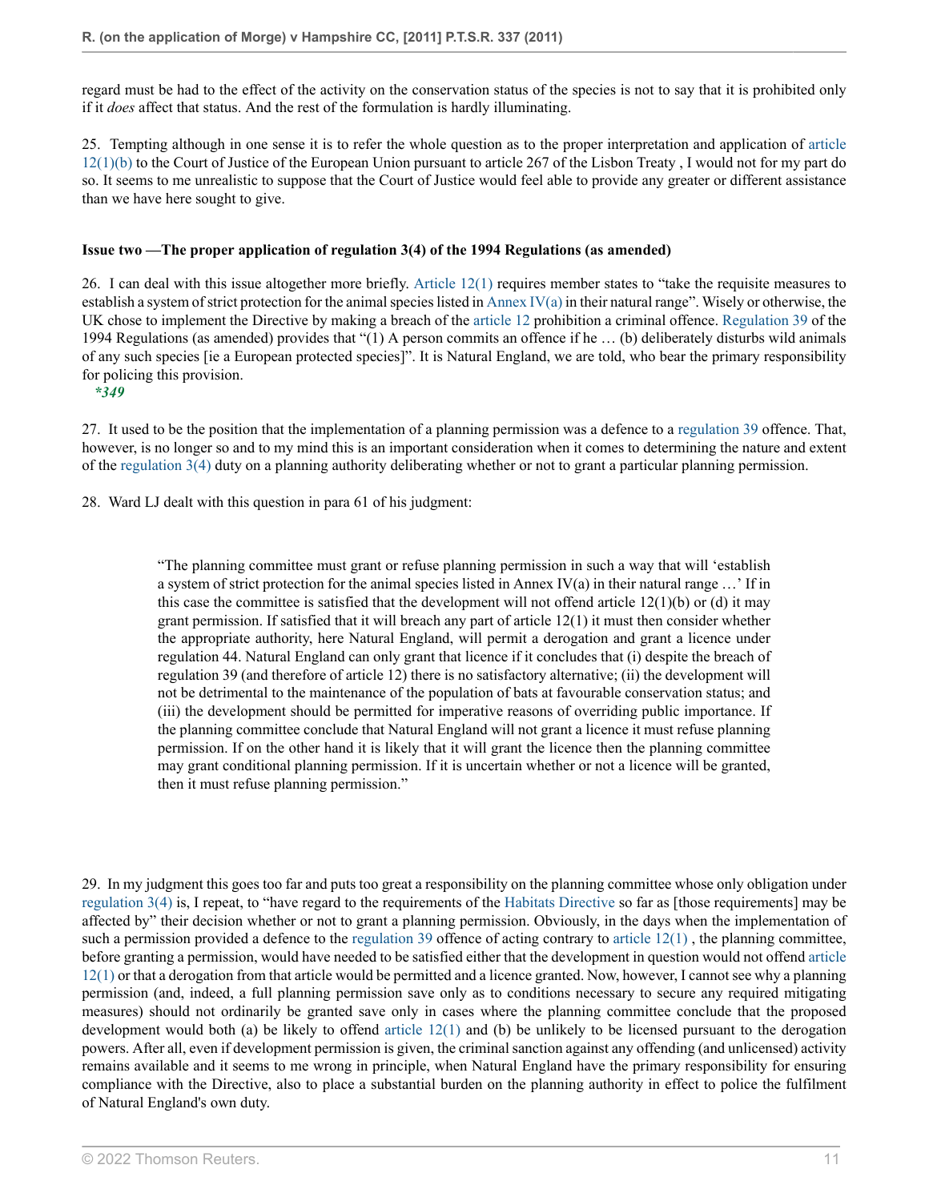regard must be had to the effect of the activity on the conservation status of the species is not to say that it is prohibited only if it *does* affect that status. And the rest of the formulation is hardly illuminating.

25. Tempting although in one sense it is to refer the whole question as to the proper interpretation and application of article 12(1)(b) to the Court of Justice of the European Union pursuant to article 267 of the Lisbon Treaty , I would not for my part do so. It seems to me unrealistic to suppose that the Court of Justice would feel able to provide any greater or different assistance than we have here sought to give.

**Issue two —The proper application of regulation 3(4) of the 1994 Regulations (as amended)**

26. I can deal with this issue altogether more briefly. Article 12(1) requires member states to "take the requisite measures to establish a system of strict protection for the animal species listed in Annex IV(a) in their natural range". Wisely or otherwise, the UK chose to implement the Directive by making a breach of the article 12 prohibition a criminal offence. Regulation 39 of the 1994 Regulations (as amended) provides that "(1) A person commits an offence if he … (b) deliberately disturbs wild animals of any such species [ie a European protected species]". It is Natural England, we are told, who bear the primary responsibility for policing this provision.

***349***

27. It used to be the position that the implementation of a planning permission was a defence to a regulation 39 offence. That, however, is no longer so and to my mind this is an important consideration when it comes to determining the nature and extent of the regulation 3(4) duty on a planning authority deliberating whether or not to grant a particular planning permission.

28. Ward LJ dealt with this question in para 61 of his judgment:

> "The planning committee must grant or refuse planning permission in such a way that will 'establish a system of strict protection for the animal species listed in Annex IV(a) in their natural range …' If in this case the committee is satisfied that the development will not offend article 12(1)(b) or (d) it may grant permission. If satisfied that it will breach any part of article 12(1) it must then consider whether the appropriate authority, here Natural England, will permit a derogation and grant a licence under regulation 44. Natural England can only grant that licence if it concludes that (i) despite the breach of regulation 39 (and therefore of article 12) there is no satisfactory alternative; (ii) the development will not be detrimental to the maintenance of the population of bats at favourable conservation status; and (iii) the development should be permitted for imperative reasons of overriding public importance. If the planning committee conclude that Natural England will not grant a licence it must refuse planning permission. If on the other hand it is likely that it will grant the licence then the planning committee may grant conditional planning permission. If it is uncertain whether or not a licence will be granted, then it must refuse planning permission."

29. In my judgment this goes too far and puts too great a responsibility on the planning committee whose only obligation under regulation 3(4) is, I repeat, to "have regard to the requirements of the Habitats Directive so far as [those requirements] may be affected by" their decision whether or not to grant a planning permission. Obviously, in the days when the implementation of such a permission provided a defence to the regulation 39 offence of acting contrary to article 12(1) , the planning committee, before granting a permission, would have needed to be satisfied either that the development in question would not offend article 12(1) or that a derogation from that article would be permitted and a licence granted. Now, however, I cannot see why a planning permission (and, indeed, a full planning permission save only as to conditions necessary to secure any required mitigating measures) should not ordinarily be granted save only in cases where the planning committee conclude that the proposed development would both (a) be likely to offend article 12(1) and (b) be unlikely to be licensed pursuant to the derogation powers. After all, even if development permission is given, the criminal sanction against any offending (and unlicensed) activity remains available and it seems to me wrong in principle, when Natural England have the primary responsibility for ensuring compliance with the Directive, also to place a substantial burden on the planning authority in effect to police the fulfilment of Natural England's own duty.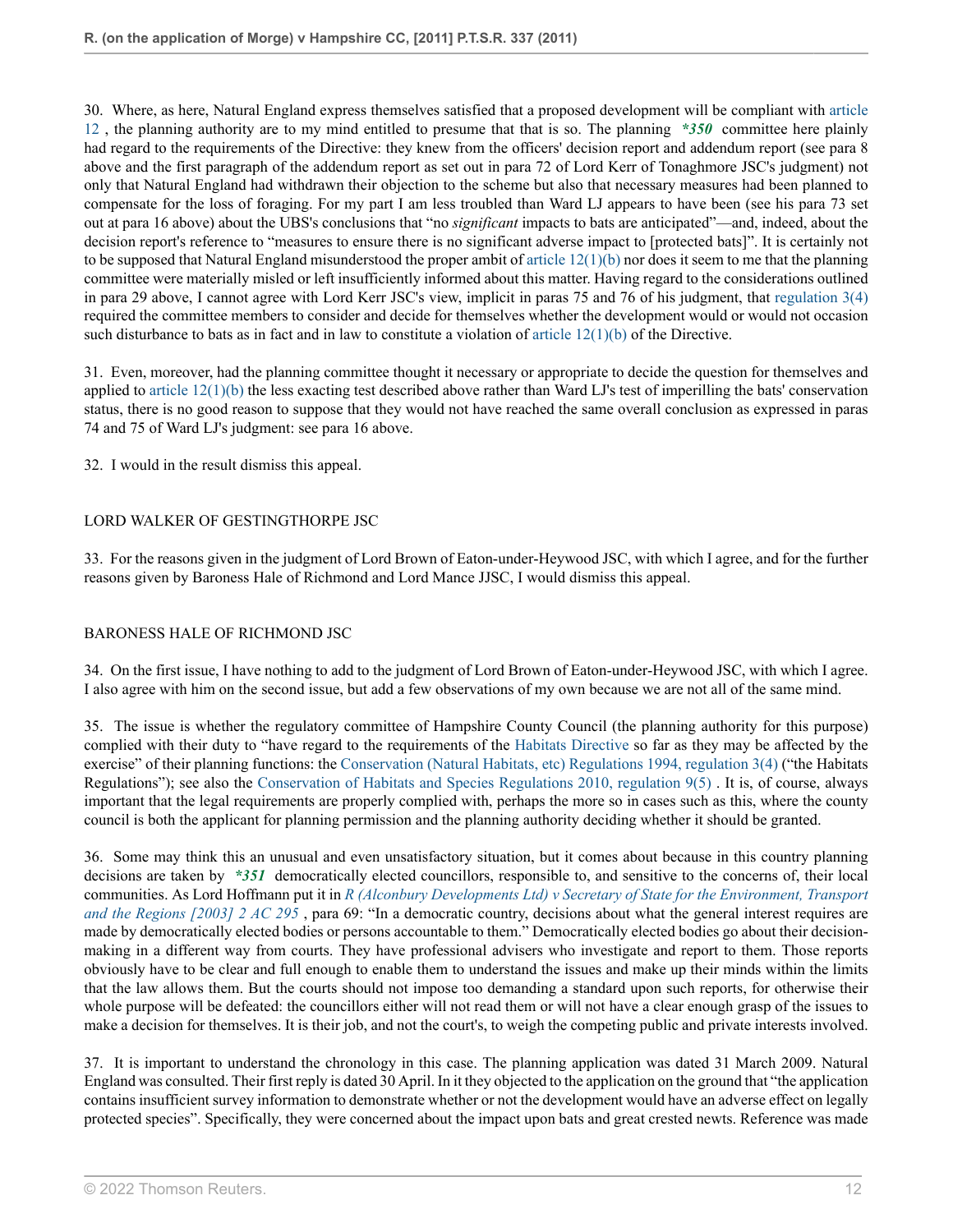30. Where, as here, Natural England express themselves satisfied that a proposed development will be compliant with article 12 , the planning authority are to my mind entitled to presume that that is so. The planning ***\*350*** committee here plainly had regard to the requirements of the Directive: they knew from the officers' decision report and addendum report (see para 8 above and the first paragraph of the addendum report as set out in para 72 of Lord Kerr of Tonaghmore JSC's judgment) not only that Natural England had withdrawn their objection to the scheme but also that necessary measures had been planned to compensate for the loss of foraging. For my part I am less troubled than Ward LJ appears to have been (see his para 73 set out at para 16 above) about the UBS's conclusions that "no *significant* impacts to bats are anticipated"—and, indeed, about the decision report's reference to "measures to ensure there is no significant adverse impact to [protected bats]". It is certainly not to be supposed that Natural England misunderstood the proper ambit of article 12(1)(b) nor does it seem to me that the planning committee were materially misled or left insufficiently informed about this matter. Having regard to the considerations outlined in para 29 above, I cannot agree with Lord Kerr JSC's view, implicit in paras 75 and 76 of his judgment, that regulation 3(4) required the committee members to consider and decide for themselves whether the development would or would not occasion such disturbance to bats as in fact and in law to constitute a violation of article 12(1)(b) of the Directive.

31. Even, moreover, had the planning committee thought it necessary or appropriate to decide the question for themselves and applied to article 12(1)(b) the less exacting test described above rather than Ward LJ's test of imperilling the bats' conservation status, there is no good reason to suppose that they would not have reached the same overall conclusion as expressed in paras 74 and 75 of Ward LJ's judgment: see para 16 above.

32. I would in the result dismiss this appeal.

LORD WALKER OF GESTINGTHORPE JSC

33. For the reasons given in the judgment of Lord Brown of Eaton-under-Heywood JSC, with which I agree, and for the further reasons given by Baroness Hale of Richmond and Lord Mance JJSC, I would dismiss this appeal.

BARONESS HALE OF RICHMOND JSC

34. On the first issue, I have nothing to add to the judgment of Lord Brown of Eaton-under-Heywood JSC, with which I agree. I also agree with him on the second issue, but add a few observations of my own because we are not all of the same mind.

35. The issue is whether the regulatory committee of Hampshire County Council (the planning authority for this purpose) complied with their duty to "have regard to the requirements of the Habitats Directive so far as they may be affected by the exercise" of their planning functions: the Conservation (Natural Habitats, etc) Regulations 1994, regulation 3(4) ("the Habitats Regulations"); see also the Conservation of Habitats and Species Regulations 2010, regulation 9(5) . It is, of course, always important that the legal requirements are properly complied with, perhaps the more so in cases such as this, where the county council is both the applicant for planning permission and the planning authority deciding whether it should be granted.

36. Some may think this an unusual and even unsatisfactory situation, but it comes about because in this country planning decisions are taken by ***\*351*** democratically elected councillors, responsible to, and sensitive to the concerns of, their local communities. As Lord Hoffmann put it in *R (Alconbury Developments Ltd) v Secretary of State for the Environment, Transport and the Regions [2003] 2 AC 295* , para 69: "In a democratic country, decisions about what the general interest requires are made by democratically elected bodies or persons accountable to them." Democratically elected bodies go about their decision-making in a different way from courts. They have professional advisers who investigate and report to them. Those reports obviously have to be clear and full enough to enable them to understand the issues and make up their minds within the limits that the law allows them. But the courts should not impose too demanding a standard upon such reports, for otherwise their whole purpose will be defeated: the councillors either will not read them or will not have a clear enough grasp of the issues to make a decision for themselves. It is their job, and not the court's, to weigh the competing public and private interests involved.

37. It is important to understand the chronology in this case. The planning application was dated 31 March 2009. Natural England was consulted. Their first reply is dated 30 April. In it they objected to the application on the ground that "the application contains insufficient survey information to demonstrate whether or not the development would have an adverse effect on legally protected species". Specifically, they were concerned about the impact upon bats and great crested newts. Reference was made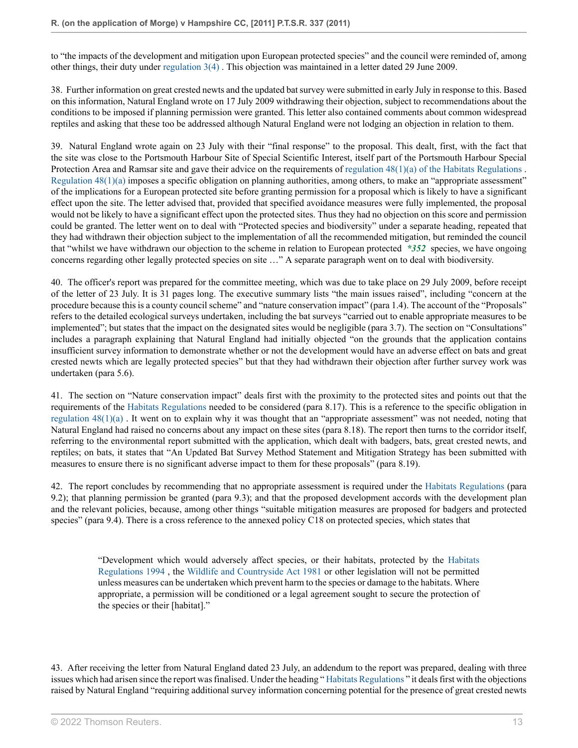to "the impacts of the development and mitigation upon European protected species" and the council were reminded of, among other things, their duty under regulation 3(4) . This objection was maintained in a letter dated 29 June 2009.

38. Further information on great crested newts and the updated bat survey were submitted in early July in response to this. Based on this information, Natural England wrote on 17 July 2009 withdrawing their objection, subject to recommendations about the conditions to be imposed if planning permission were granted. This letter also contained comments about common widespread reptiles and asking that these too be addressed although Natural England were not lodging an objection in relation to them.

39. Natural England wrote again on 23 July with their "final response" to the proposal. This dealt, first, with the fact that the site was close to the Portsmouth Harbour Site of Special Scientific Interest, itself part of the Portsmouth Harbour Special Protection Area and Ramsar site and gave their advice on the requirements of regulation 48(1)(a) of the Habitats Regulations . Regulation 48(1)(a) imposes a specific obligation on planning authorities, among others, to make an "appropriate assessment" of the implications for a European protected site before granting permission for a proposal which is likely to have a significant effect upon the site. The letter advised that, provided that specified avoidance measures were fully implemented, the proposal would not be likely to have a significant effect upon the protected sites. Thus they had no objection on this score and permission could be granted. The letter went on to deal with "Protected species and biodiversity" under a separate heading, repeated that they had withdrawn their objection subject to the implementation of all the recommended mitigation, but reminded the council that "whilst we have withdrawn our objection to the scheme in relation to European protected *\*352* species, we have ongoing concerns regarding other legally protected species on site …" A separate paragraph went on to deal with biodiversity.

40. The officer's report was prepared for the committee meeting, which was due to take place on 29 July 2009, before receipt of the letter of 23 July. It is 31 pages long. The executive summary lists "the main issues raised", including "concern at the procedure because this is a county council scheme" and "nature conservation impact" (para 1.4). The account of the "Proposals" refers to the detailed ecological surveys undertaken, including the bat surveys "carried out to enable appropriate measures to be implemented"; but states that the impact on the designated sites would be negligible (para 3.7). The section on "Consultations" includes a paragraph explaining that Natural England had initially objected "on the grounds that the application contains insufficient survey information to demonstrate whether or not the development would have an adverse effect on bats and great crested newts which are legally protected species" but that they had withdrawn their objection after further survey work was undertaken (para 5.6).

41. The section on "Nature conservation impact" deals first with the proximity to the protected sites and points out that the requirements of the Habitats Regulations needed to be considered (para 8.17). This is a reference to the specific obligation in regulation 48(1)(a) . It went on to explain why it was thought that an "appropriate assessment" was not needed, noting that Natural England had raised no concerns about any impact on these sites (para 8.18). The report then turns to the corridor itself, referring to the environmental report submitted with the application, which dealt with badgers, bats, great crested newts, and reptiles; on bats, it states that "An Updated Bat Survey Method Statement and Mitigation Strategy has been submitted with measures to ensure there is no significant adverse impact to them for these proposals" (para 8.19).

42. The report concludes by recommending that no appropriate assessment is required under the Habitats Regulations (para 9.2); that planning permission be granted (para 9.3); and that the proposed development accords with the development plan and the relevant policies, because, among other things "suitable mitigation measures are proposed for badgers and protected species" (para 9.4). There is a cross reference to the annexed policy C18 on protected species, which states that

> "Development which would adversely affect species, or their habitats, protected by the Habitats Regulations 1994 , the Wildlife and Countryside Act 1981 or other legislation will not be permitted unless measures can be undertaken which prevent harm to the species or damage to the habitats. Where appropriate, a permission will be conditioned or a legal agreement sought to secure the protection of the species or their [habitat]."

43. After receiving the letter from Natural England dated 23 July, an addendum to the report was prepared, dealing with three issues which had arisen since the report was finalised. Under the heading " Habitats Regulations " it deals first with the objections raised by Natural England "requiring additional survey information concerning potential for the presence of great crested newts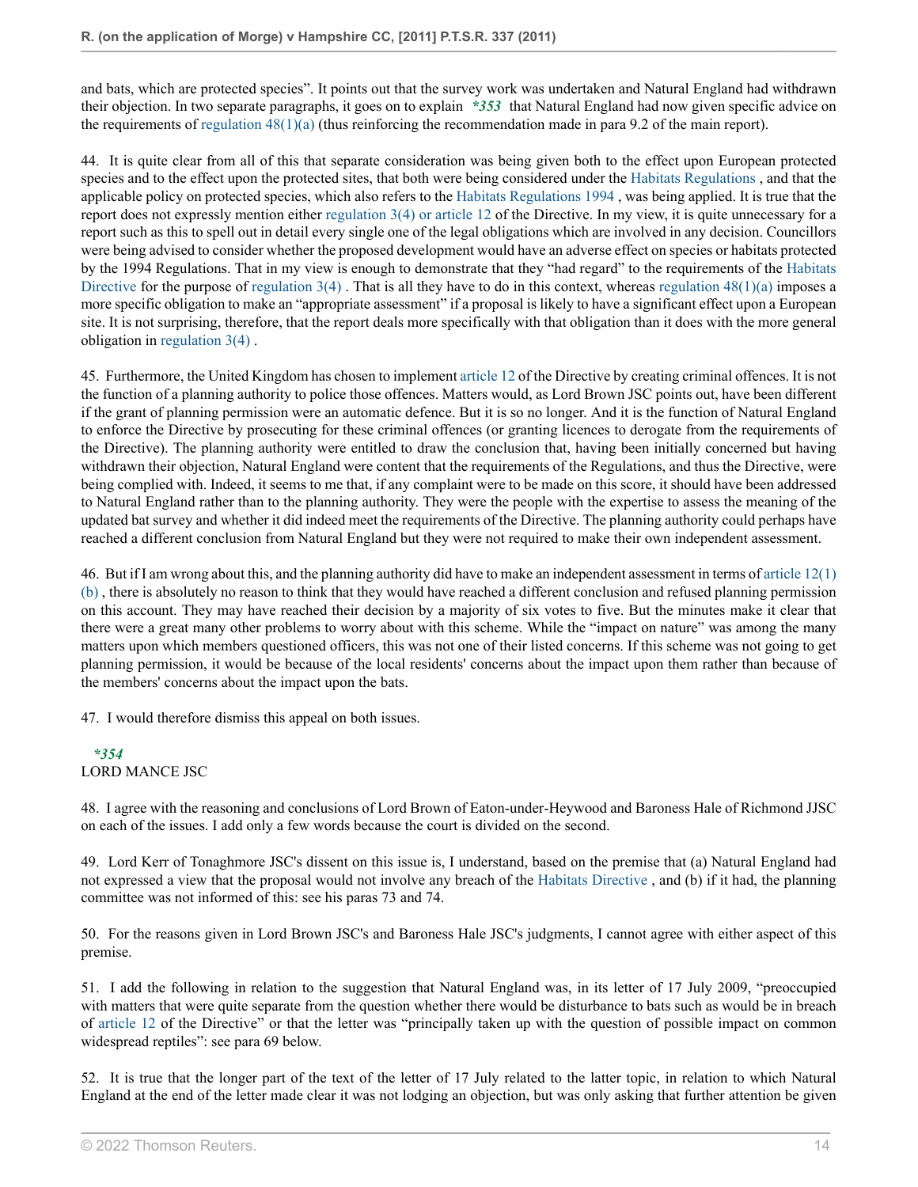and bats, which are protected species". It points out that the survey work was undertaken and Natural England had withdrawn their objection. In two separate paragraphs, it goes on to explain *\*353* that Natural England had now given specific advice on the requirements of regulation 48(1)(a) (thus reinforcing the recommendation made in para 9.2 of the main report).

44. It is quite clear from all of this that separate consideration was being given both to the effect upon European protected species and to the effect upon the protected sites, that both were being considered under the Habitats Regulations , and that the applicable policy on protected species, which also refers to the Habitats Regulations 1994 , was being applied. It is true that the report does not expressly mention either regulation 3(4) or article 12 of the Directive. In my view, it is quite unnecessary for a report such as this to spell out in detail every single one of the legal obligations which are involved in any decision. Councillors were being advised to consider whether the proposed development would have an adverse effect on species or habitats protected by the 1994 Regulations. That in my view is enough to demonstrate that they "had regard" to the requirements of the Habitats Directive for the purpose of regulation 3(4) . That is all they have to do in this context, whereas regulation 48(1)(a) imposes a more specific obligation to make an "appropriate assessment" if a proposal is likely to have a significant effect upon a European site. It is not surprising, therefore, that the report deals more specifically with that obligation than it does with the more general obligation in regulation 3(4) .

45. Furthermore, the United Kingdom has chosen to implement article 12 of the Directive by creating criminal offences. It is not the function of a planning authority to police those offences. Matters would, as Lord Brown JSC points out, have been different if the grant of planning permission were an automatic defence. But it is so no longer. And it is the function of Natural England to enforce the Directive by prosecuting for these criminal offences (or granting licences to derogate from the requirements of the Directive). The planning authority were entitled to draw the conclusion that, having been initially concerned but having withdrawn their objection, Natural England were content that the requirements of the Regulations, and thus the Directive, were being complied with. Indeed, it seems to me that, if any complaint were to be made on this score, it should have been addressed to Natural England rather than to the planning authority. They were the people with the expertise to assess the meaning of the updated bat survey and whether it did indeed meet the requirements of the Directive. The planning authority could perhaps have reached a different conclusion from Natural England but they were not required to make their own independent assessment.

46. But if I am wrong about this, and the planning authority did have to make an independent assessment in terms of article 12(1)(b) , there is absolutely no reason to think that they would have reached a different conclusion and refused planning permission on this account. They may have reached their decision by a majority of six votes to five. But the minutes make it clear that there were a great many other problems to worry about with this scheme. While the "impact on nature" was among the many matters upon which members questioned officers, this was not one of their listed concerns. If this scheme was not going to get planning permission, it would be because of the local residents' concerns about the impact upon them rather than because of the members' concerns about the impact upon the bats.

47. I would therefore dismiss this appeal on both issues.

*\*354*

LORD MANCE JSC

48. I agree with the reasoning and conclusions of Lord Brown of Eaton-under-Heywood and Baroness Hale of Richmond JJSC on each of the issues. I add only a few words because the court is divided on the second.

49. Lord Kerr of Tonaghmore JSC's dissent on this issue is, I understand, based on the premise that (a) Natural England had not expressed a view that the proposal would not involve any breach of the Habitats Directive , and (b) if it had, the planning committee was not informed of this: see his paras 73 and 74.

50. For the reasons given in Lord Brown JSC's and Baroness Hale JSC's judgments, I cannot agree with either aspect of this premise.

51. I add the following in relation to the suggestion that Natural England was, in its letter of 17 July 2009, "preoccupied with matters that were quite separate from the question whether there would be disturbance to bats such as would be in breach of article 12 of the Directive" or that the letter was "principally taken up with the question of possible impact on common widespread reptiles": see para 69 below.

52. It is true that the longer part of the text of the letter of 17 July related to the latter topic, in relation to which Natural England at the end of the letter made clear it was not lodging an objection, but was only asking that further attention be given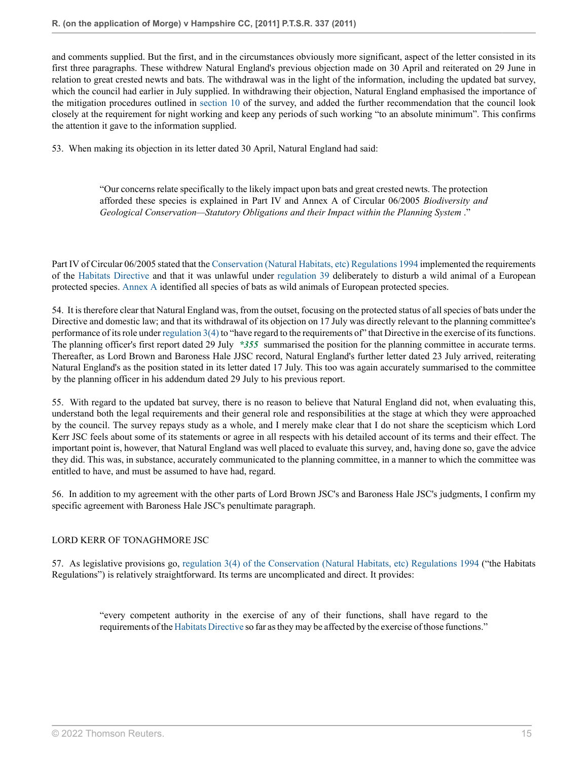and comments supplied. But the first, and in the circumstances obviously more significant, aspect of the letter consisted in its first three paragraphs. These withdrew Natural England's previous objection made on 30 April and reiterated on 29 June in relation to great crested newts and bats. The withdrawal was in the light of the information, including the updated bat survey, which the council had earlier in July supplied. In withdrawing their objection, Natural England emphasised the importance of the mitigation procedures outlined in section 10 of the survey, and added the further recommendation that the council look closely at the requirement for night working and keep any periods of such working "to an absolute minimum". This confirms the attention it gave to the information supplied.

53. When making its objection in its letter dated 30 April, Natural England had said:

> "Our concerns relate specifically to the likely impact upon bats and great crested newts. The protection afforded these species is explained in Part IV and Annex A of Circular 06/2005 *Biodiversity and Geological Conservation—Statutory Obligations and their Impact within the Planning System* ."

Part IV of Circular 06/2005 stated that the Conservation (Natural Habitats, etc) Regulations 1994 implemented the requirements of the Habitats Directive and that it was unlawful under regulation 39 deliberately to disturb a wild animal of a European protected species. Annex A identified all species of bats as wild animals of European protected species.

54. It is therefore clear that Natural England was, from the outset, focusing on the protected status of all species of bats under the Directive and domestic law; and that its withdrawal of its objection on 17 July was directly relevant to the planning committee's performance of its role under regulation 3(4) to "have regard to the requirements of" that Directive in the exercise of its functions. The planning officer's first report dated 29 July ***355** summarised the position for the planning committee in accurate terms. Thereafter, as Lord Brown and Baroness Hale JJSC record, Natural England's further letter dated 23 July arrived, reiterating Natural England's as the position stated in its letter dated 17 July. This too was again accurately summarised to the committee by the planning officer in his addendum dated 29 July to his previous report.

55. With regard to the updated bat survey, there is no reason to believe that Natural England did not, when evaluating this, understand both the legal requirements and their general role and responsibilities at the stage at which they were approached by the council. The survey repays study as a whole, and I merely make clear that I do not share the scepticism which Lord Kerr JSC feels about some of its statements or agree in all respects with his detailed account of its terms and their effect. The important point is, however, that Natural England was well placed to evaluate this survey, and, having done so, gave the advice they did. This was, in substance, accurately communicated to the planning committee, in a manner to which the committee was entitled to have, and must be assumed to have had, regard.

56. In addition to my agreement with the other parts of Lord Brown JSC's and Baroness Hale JSC's judgments, I confirm my specific agreement with Baroness Hale JSC's penultimate paragraph.

LORD KERR OF TONAGHMORE JSC

57. As legislative provisions go, regulation 3(4) of the Conservation (Natural Habitats, etc) Regulations 1994 ("the Habitats Regulations") is relatively straightforward. Its terms are uncomplicated and direct. It provides:

> "every competent authority in the exercise of any of their functions, shall have regard to the requirements of the Habitats Directive so far as they may be affected by the exercise of those functions."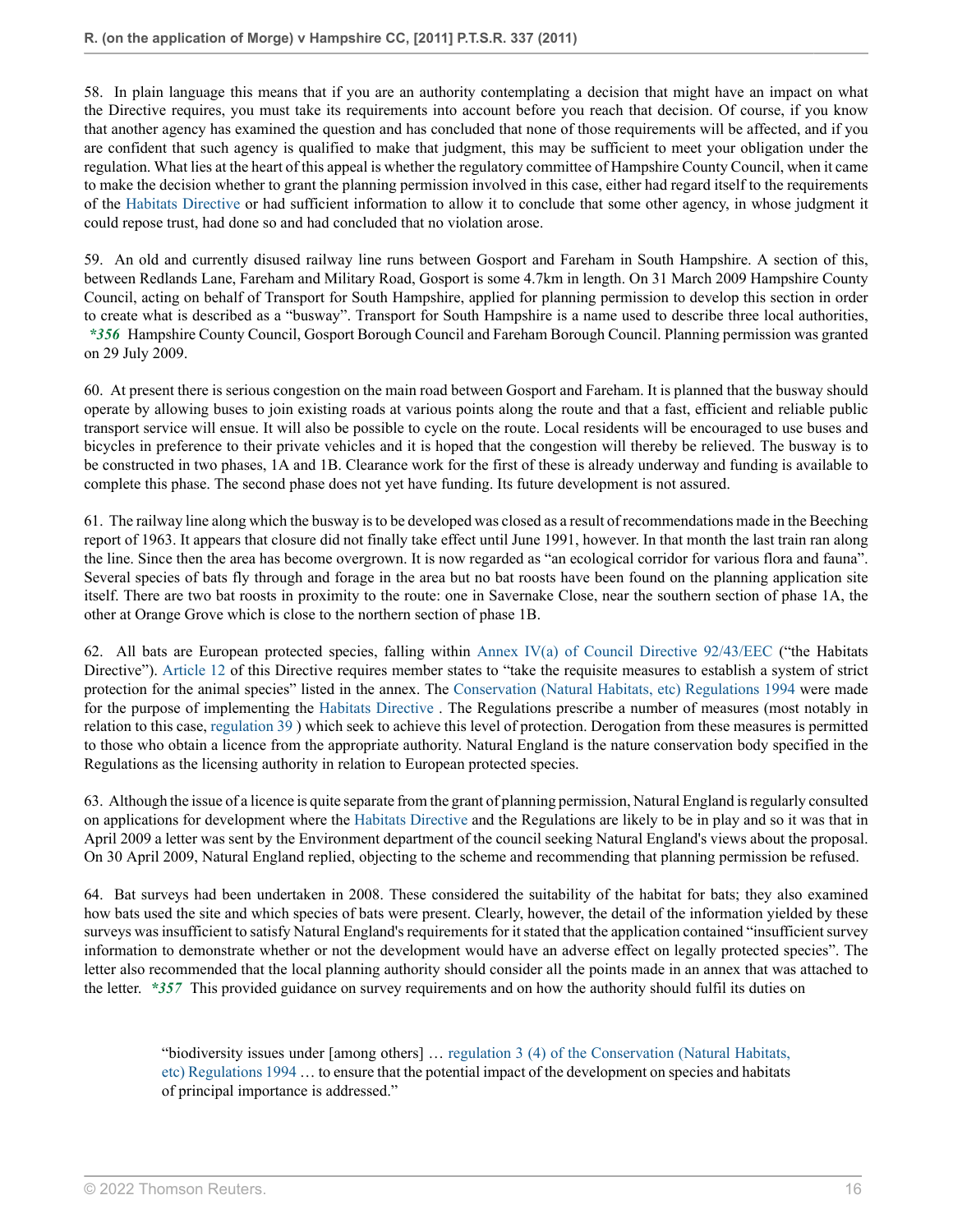58. In plain language this means that if you are an authority contemplating a decision that might have an impact on what the Directive requires, you must take its requirements into account before you reach that decision. Of course, if you know that another agency has examined the question and has concluded that none of those requirements will be affected, and if you are confident that such agency is qualified to make that judgment, this may be sufficient to meet your obligation under the regulation. What lies at the heart of this appeal is whether the regulatory committee of Hampshire County Council, when it came to make the decision whether to grant the planning permission involved in this case, either had regard itself to the requirements of the Habitats Directive or had sufficient information to allow it to conclude that some other agency, in whose judgment it could repose trust, had done so and had concluded that no violation arose.

59. An old and currently disused railway line runs between Gosport and Fareham in South Hampshire. A section of this, between Redlands Lane, Fareham and Military Road, Gosport is some 4.7km in length. On 31 March 2009 Hampshire County Council, acting on behalf of Transport for South Hampshire, applied for planning permission to develop this section in order to create what is described as a "busway". Transport for South Hampshire is a name used to describe three local authorities, ***356*** Hampshire County Council, Gosport Borough Council and Fareham Borough Council. Planning permission was granted on 29 July 2009.

60. At present there is serious congestion on the main road between Gosport and Fareham. It is planned that the busway should operate by allowing buses to join existing roads at various points along the route and that a fast, efficient and reliable public transport service will ensue. It will also be possible to cycle on the route. Local residents will be encouraged to use buses and bicycles in preference to their private vehicles and it is hoped that the congestion will thereby be relieved. The busway is to be constructed in two phases, 1A and 1B. Clearance work for the first of these is already underway and funding is available to complete this phase. The second phase does not yet have funding. Its future development is not assured.

61. The railway line along which the busway is to be developed was closed as a result of recommendations made in the Beeching report of 1963. It appears that closure did not finally take effect until June 1991, however. In that month the last train ran along the line. Since then the area has become overgrown. It is now regarded as "an ecological corridor for various flora and fauna". Several species of bats fly through and forage in the area but no bat roosts have been found on the planning application site itself. There are two bat roosts in proximity to the route: one in Savernake Close, near the southern section of phase 1A, the other at Orange Grove which is close to the northern section of phase 1B.

62. All bats are European protected species, falling within Annex IV(a) of Council Directive 92/43/EEC ("the Habitats Directive"). Article 12 of this Directive requires member states to "take the requisite measures to establish a system of strict protection for the animal species" listed in the annex. The Conservation (Natural Habitats, etc) Regulations 1994 were made for the purpose of implementing the Habitats Directive . The Regulations prescribe a number of measures (most notably in relation to this case, regulation 39 ) which seek to achieve this level of protection. Derogation from these measures is permitted to those who obtain a licence from the appropriate authority. Natural England is the nature conservation body specified in the Regulations as the licensing authority in relation to European protected species.

63. Although the issue of a licence is quite separate from the grant of planning permission, Natural England is regularly consulted on applications for development where the Habitats Directive and the Regulations are likely to be in play and so it was that in April 2009 a letter was sent by the Environment department of the council seeking Natural England's views about the proposal. On 30 April 2009, Natural England replied, objecting to the scheme and recommending that planning permission be refused.

64. Bat surveys had been undertaken in 2008. These considered the suitability of the habitat for bats; they also examined how bats used the site and which species of bats were present. Clearly, however, the detail of the information yielded by these surveys was insufficient to satisfy Natural England's requirements for it stated that the application contained "insufficient survey information to demonstrate whether or not the development would have an adverse effect on legally protected species". The letter also recommended that the local planning authority should consider all the points made in an annex that was attached to the letter. ***357*** This provided guidance on survey requirements and on how the authority should fulfil its duties on

> "biodiversity issues under [among others] … regulation 3 (4) of the Conservation (Natural Habitats, etc) Regulations 1994 … to ensure that the potential impact of the development on species and habitats of principal importance is addressed."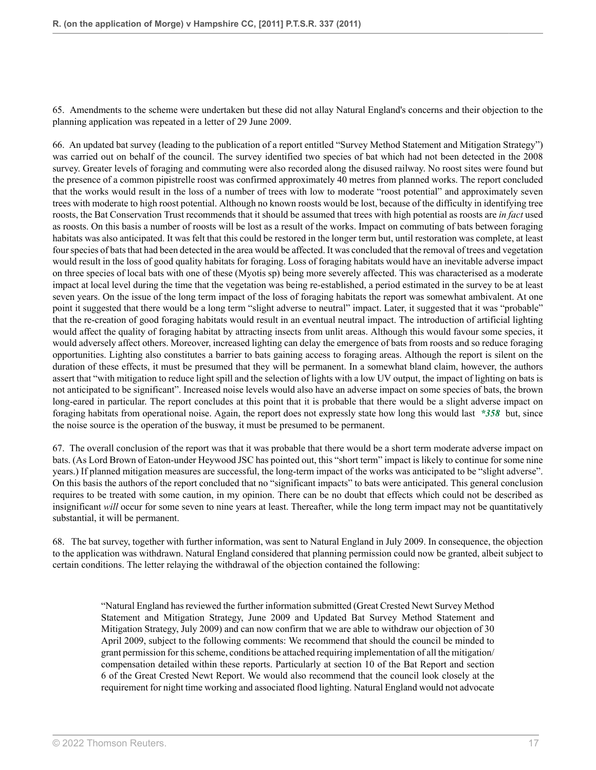65. Amendments to the scheme were undertaken but these did not allay Natural England's concerns and their objection to the planning application was repeated in a letter of 29 June 2009.

66. An updated bat survey (leading to the publication of a report entitled "Survey Method Statement and Mitigation Strategy") was carried out on behalf of the council. The survey identified two species of bat which had not been detected in the 2008 survey. Greater levels of foraging and commuting were also recorded along the disused railway. No roost sites were found but the presence of a common pipistrelle roost was confirmed approximately 40 metres from planned works. The report concluded that the works would result in the loss of a number of trees with low to moderate "roost potential" and approximately seven trees with moderate to high roost potential. Although no known roosts would be lost, because of the difficulty in identifying tree roosts, the Bat Conservation Trust recommends that it should be assumed that trees with high potential as roosts are *in fact* used as roosts. On this basis a number of roosts will be lost as a result of the works. Impact on commuting of bats between foraging habitats was also anticipated. It was felt that this could be restored in the longer term but, until restoration was complete, at least four species of bats that had been detected in the area would be affected. It was concluded that the removal of trees and vegetation would result in the loss of good quality habitats for foraging. Loss of foraging habitats would have an inevitable adverse impact on three species of local bats with one of these (Myotis sp) being more severely affected. This was characterised as a moderate impact at local level during the time that the vegetation was being re-established, a period estimated in the survey to be at least seven years. On the issue of the long term impact of the loss of foraging habitats the report was somewhat ambivalent. At one point it suggested that there would be a long term "slight adverse to neutral" impact. Later, it suggested that it was "probable" that the re-creation of good foraging habitats would result in an eventual neutral impact. The introduction of artificial lighting would affect the quality of foraging habitat by attracting insects from unlit areas. Although this would favour some species, it would adversely affect others. Moreover, increased lighting can delay the emergence of bats from roosts and so reduce foraging opportunities. Lighting also constitutes a barrier to bats gaining access to foraging areas. Although the report is silent on the duration of these effects, it must be presumed that they will be permanent. In a somewhat bland claim, however, the authors assert that "with mitigation to reduce light spill and the selection of lights with a low UV output, the impact of lighting on bats is not anticipated to be significant". Increased noise levels would also have an adverse impact on some species of bats, the brown long-eared in particular. The report concludes at this point that it is probable that there would be a slight adverse impact on foraging habitats from operational noise. Again, the report does not expressly state how long this would last *\*358* but, since the noise source is the operation of the busway, it must be presumed to be permanent.

67. The overall conclusion of the report was that it was probable that there would be a short term moderate adverse impact on bats. (As Lord Brown of Eaton-under Heywood JSC has pointed out, this "short term" impact is likely to continue for some nine years.) If planned mitigation measures are successful, the long-term impact of the works was anticipated to be "slight adverse". On this basis the authors of the report concluded that no "significant impacts" to bats were anticipated. This general conclusion requires to be treated with some caution, in my opinion. There can be no doubt that effects which could not be described as insignificant *will* occur for some seven to nine years at least. Thereafter, while the long term impact may not be quantitatively substantial, it will be permanent.

68. The bat survey, together with further information, was sent to Natural England in July 2009. In consequence, the objection to the application was withdrawn. Natural England considered that planning permission could now be granted, albeit subject to certain conditions. The letter relaying the withdrawal of the objection contained the following:

> "Natural England has reviewed the further information submitted (Great Crested Newt Survey Method Statement and Mitigation Strategy, June 2009 and Updated Bat Survey Method Statement and Mitigation Strategy, July 2009) and can now confirm that we are able to withdraw our objection of 30 April 2009, subject to the following comments: We recommend that should the council be minded to grant permission for this scheme, conditions be attached requiring implementation of all the mitigation/compensation detailed within these reports. Particularly at section 10 of the Bat Report and section 6 of the Great Crested Newt Report. We would also recommend that the council look closely at the requirement for night time working and associated flood lighting. Natural England would not advocate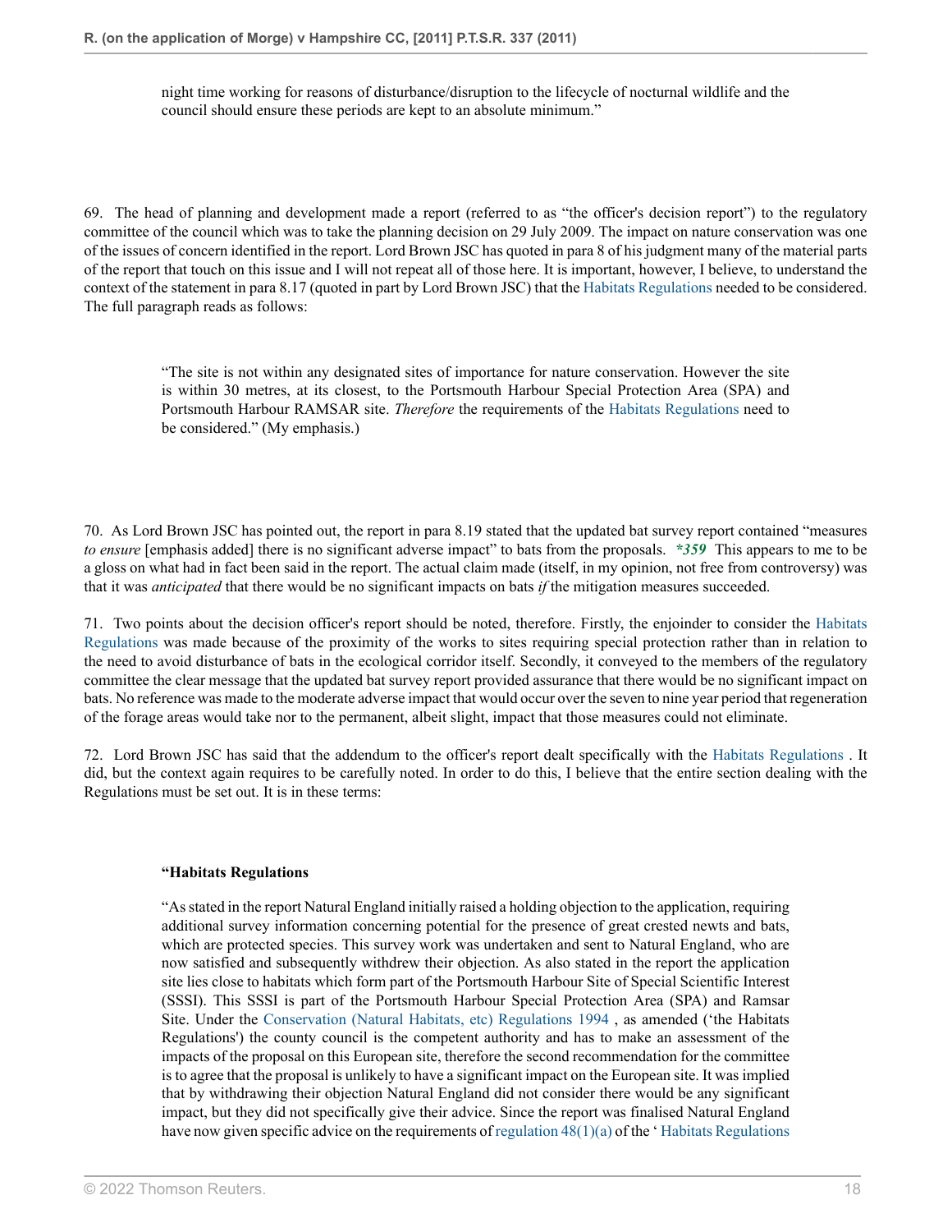night time working for reasons of disturbance/disruption to the lifecycle of nocturnal wildlife and the council should ensure these periods are kept to an absolute minimum."

69. The head of planning and development made a report (referred to as "the officer's decision report") to the regulatory committee of the council which was to take the planning decision on 29 July 2009. The impact on nature conservation was one of the issues of concern identified in the report. Lord Brown JSC has quoted in para 8 of his judgment many of the material parts of the report that touch on this issue and I will not repeat all of those here. It is important, however, I believe, to understand the context of the statement in para 8.17 (quoted in part by Lord Brown JSC) that the Habitats Regulations needed to be considered. The full paragraph reads as follows:

> "The site is not within any designated sites of importance for nature conservation. However the site is within 30 metres, at its closest, to the Portsmouth Harbour Special Protection Area (SPA) and Portsmouth Harbour RAMSAR site. *Therefore* the requirements of the Habitats Regulations need to be considered." (My emphasis.)

70. As Lord Brown JSC has pointed out, the report in para 8.19 stated that the updated bat survey report contained "measures *to ensure* [emphasis added] there is no significant adverse impact" to bats from the proposals. ***359** This appears to me to be a gloss on what had in fact been said in the report. The actual claim made (itself, in my opinion, not free from controversy) was that it was *anticipated* that there would be no significant impacts on bats *if* the mitigation measures succeeded.

71. Two points about the decision officer's report should be noted, therefore. Firstly, the enjoinder to consider the Habitats Regulations was made because of the proximity of the works to sites requiring special protection rather than in relation to the need to avoid disturbance of bats in the ecological corridor itself. Secondly, it conveyed to the members of the regulatory committee the clear message that the updated bat survey report provided assurance that there would be no significant impact on bats. No reference was made to the moderate adverse impact that would occur over the seven to nine year period that regeneration of the forage areas would take nor to the permanent, albeit slight, impact that those measures could not eliminate.

72. Lord Brown JSC has said that the addendum to the officer's report dealt specifically with the Habitats Regulations . It did, but the context again requires to be carefully noted. In order to do this, I believe that the entire section dealing with the Regulations must be set out. It is in these terms:

> **"Habitats Regulations**
>
> "As stated in the report Natural England initially raised a holding objection to the application, requiring additional survey information concerning potential for the presence of great crested newts and bats, which are protected species. This survey work was undertaken and sent to Natural England, who are now satisfied and subsequently withdrew their objection. As also stated in the report the application site lies close to habitats which form part of the Portsmouth Harbour Site of Special Scientific Interest (SSSI). This SSSI is part of the Portsmouth Harbour Special Protection Area (SPA) and Ramsar Site. Under the Conservation (Natural Habitats, etc) Regulations 1994 , as amended ('the Habitats Regulations') the county council is the competent authority and has to make an assessment of the impacts of the proposal on this European site, therefore the second recommendation for the committee is to agree that the proposal is unlikely to have a significant impact on the European site. It was implied that by withdrawing their objection Natural England did not consider there would be any significant impact, but they did not specifically give their advice. Since the report was finalised Natural England have now given specific advice on the requirements of regulation 48(1)(a) of the ' Habitats Regulations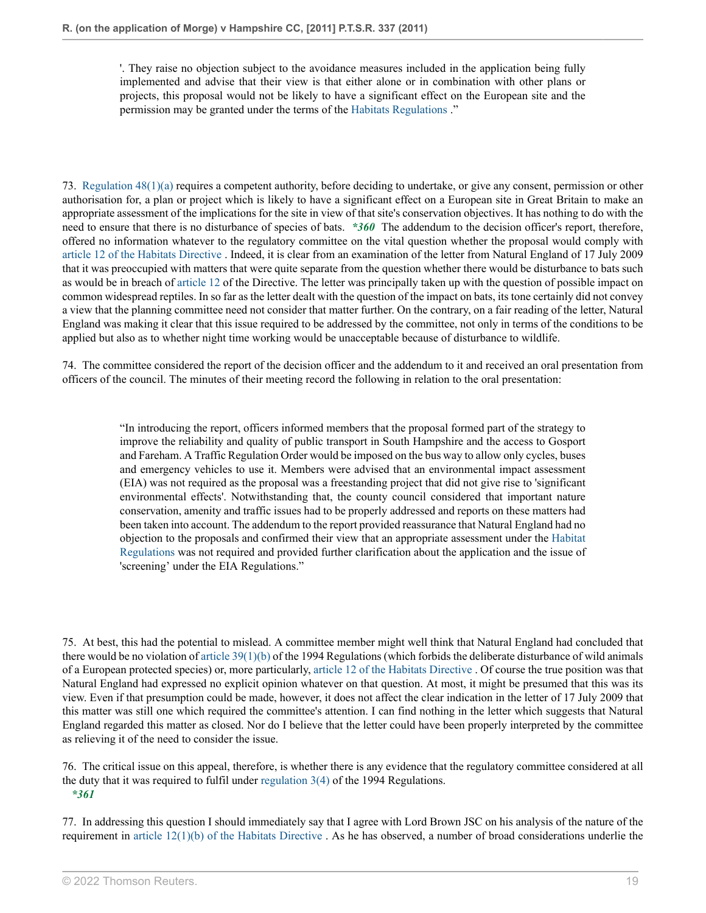'. They raise no objection subject to the avoidance measures included in the application being fully implemented and advise that their view is that either alone or in combination with other plans or projects, this proposal would not be likely to have a significant effect on the European site and the permission may be granted under the terms of the Habitats Regulations ."

73. Regulation 48(1)(a) requires a competent authority, before deciding to undertake, or give any consent, permission or other authorisation for, a plan or project which is likely to have a significant effect on a European site in Great Britain to make an appropriate assessment of the implications for the site in view of that site's conservation objectives. It has nothing to do with the need to ensure that there is no disturbance of species of bats. ***360*** The addendum to the decision officer's report, therefore, offered no information whatever to the regulatory committee on the vital question whether the proposal would comply with article 12 of the Habitats Directive . Indeed, it is clear from an examination of the letter from Natural England of 17 July 2009 that it was preoccupied with matters that were quite separate from the question whether there would be disturbance to bats such as would be in breach of article 12 of the Directive. The letter was principally taken up with the question of possible impact on common widespread reptiles. In so far as the letter dealt with the question of the impact on bats, its tone certainly did not convey a view that the planning committee need not consider that matter further. On the contrary, on a fair reading of the letter, Natural England was making it clear that this issue required to be addressed by the committee, not only in terms of the conditions to be applied but also as to whether night time working would be unacceptable because of disturbance to wildlife.

74. The committee considered the report of the decision officer and the addendum to it and received an oral presentation from officers of the council. The minutes of their meeting record the following in relation to the oral presentation:

> "In introducing the report, officers informed members that the proposal formed part of the strategy to improve the reliability and quality of public transport in South Hampshire and the access to Gosport and Fareham. A Traffic Regulation Order would be imposed on the bus way to allow only cycles, buses and emergency vehicles to use it. Members were advised that an environmental impact assessment (EIA) was not required as the proposal was a freestanding project that did not give rise to 'significant environmental effects'. Notwithstanding that, the county council considered that important nature conservation, amenity and traffic issues had to be properly addressed and reports on these matters had been taken into account. The addendum to the report provided reassurance that Natural England had no objection to the proposals and confirmed their view that an appropriate assessment under the Habitat Regulations was not required and provided further clarification about the application and the issue of 'screening' under the EIA Regulations."

75. At best, this had the potential to mislead. A committee member might well think that Natural England had concluded that there would be no violation of article 39(1)(b) of the 1994 Regulations (which forbids the deliberate disturbance of wild animals of a European protected species) or, more particularly, article 12 of the Habitats Directive . Of course the true position was that Natural England had expressed no explicit opinion whatever on that question. At most, it might be presumed that this was its view. Even if that presumption could be made, however, it does not affect the clear indication in the letter of 17 July 2009 that this matter was still one which required the committee's attention. I can find nothing in the letter which suggests that Natural England regarded this matter as closed. Nor do I believe that the letter could have been properly interpreted by the committee as relieving it of the need to consider the issue.

76. The critical issue on this appeal, therefore, is whether there is any evidence that the regulatory committee considered at all the duty that it was required to fulfil under regulation 3(4) of the 1994 Regulations.
***361***

77. In addressing this question I should immediately say that I agree with Lord Brown JSC on his analysis of the nature of the requirement in article 12(1)(b) of the Habitats Directive . As he has observed, a number of broad considerations underlie the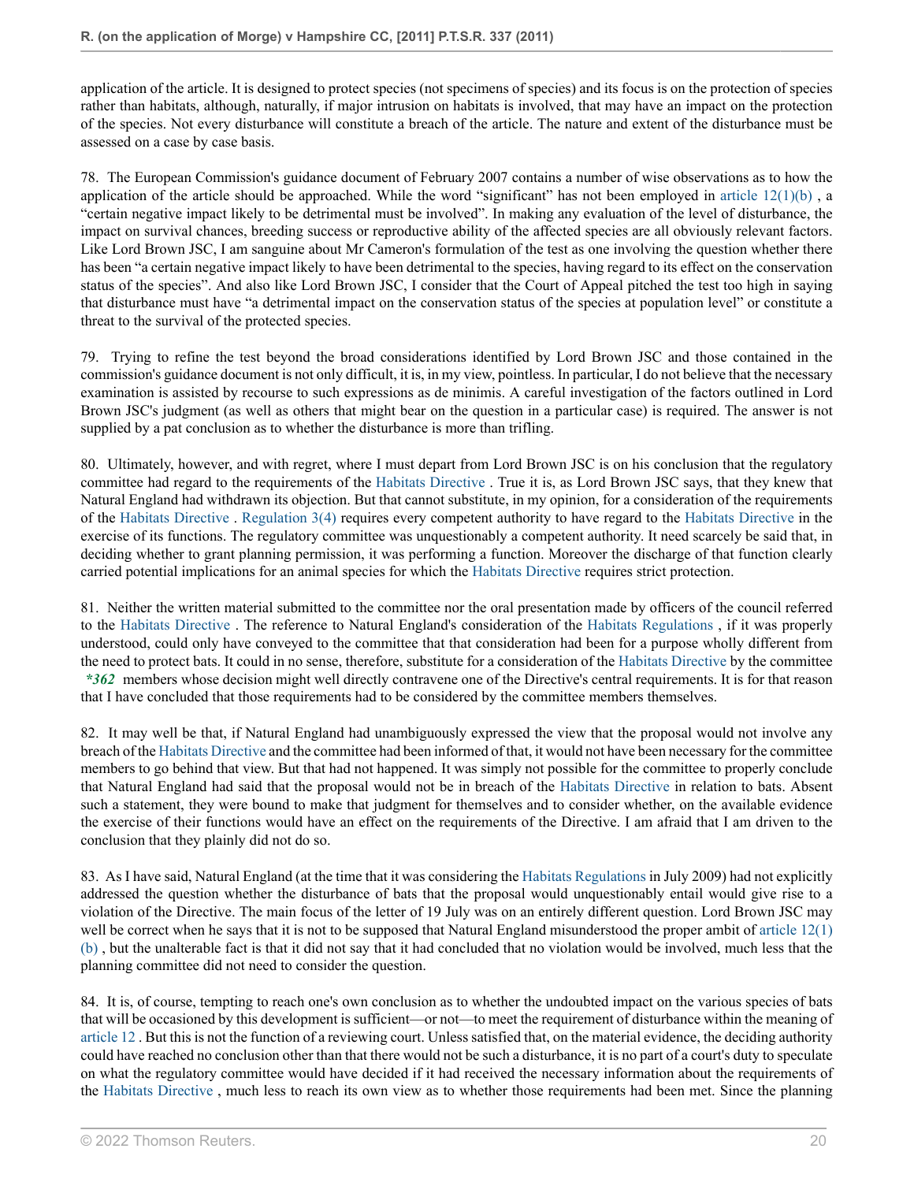application of the article. It is designed to protect species (not specimens of species) and its focus is on the protection of species rather than habitats, although, naturally, if major intrusion on habitats is involved, that may have an impact on the protection of the species. Not every disturbance will constitute a breach of the article. The nature and extent of the disturbance must be assessed on a case by case basis.

78. The European Commission's guidance document of February 2007 contains a number of wise observations as to how the application of the article should be approached. While the word "significant" has not been employed in article 12(1)(b) , a "certain negative impact likely to be detrimental must be involved". In making any evaluation of the level of disturbance, the impact on survival chances, breeding success or reproductive ability of the affected species are all obviously relevant factors. Like Lord Brown JSC, I am sanguine about Mr Cameron's formulation of the test as one involving the question whether there has been "a certain negative impact likely to have been detrimental to the species, having regard to its effect on the conservation status of the species". And also like Lord Brown JSC, I consider that the Court of Appeal pitched the test too high in saying that disturbance must have "a detrimental impact on the conservation status of the species at population level" or constitute a threat to the survival of the protected species.

79. Trying to refine the test beyond the broad considerations identified by Lord Brown JSC and those contained in the commission's guidance document is not only difficult, it is, in my view, pointless. In particular, I do not believe that the necessary examination is assisted by recourse to such expressions as de minimis. A careful investigation of the factors outlined in Lord Brown JSC's judgment (as well as others that might bear on the question in a particular case) is required. The answer is not supplied by a pat conclusion as to whether the disturbance is more than trifling.

80. Ultimately, however, and with regret, where I must depart from Lord Brown JSC is on his conclusion that the regulatory committee had regard to the requirements of the Habitats Directive . True it is, as Lord Brown JSC says, that they knew that Natural England had withdrawn its objection. But that cannot substitute, in my opinion, for a consideration of the requirements of the Habitats Directive . Regulation 3(4) requires every competent authority to have regard to the Habitats Directive in the exercise of its functions. The regulatory committee was unquestionably a competent authority. It need scarcely be said that, in deciding whether to grant planning permission, it was performing a function. Moreover the discharge of that function clearly carried potential implications for an animal species for which the Habitats Directive requires strict protection.

81. Neither the written material submitted to the committee nor the oral presentation made by officers of the council referred to the Habitats Directive . The reference to Natural England's consideration of the Habitats Regulations , if it was properly understood, could only have conveyed to the committee that that consideration had been for a purpose wholly different from the need to protect bats. It could in no sense, therefore, substitute for a consideration of the Habitats Directive by the committee *\*362* members whose decision might well directly contravene one of the Directive's central requirements. It is for that reason that I have concluded that those requirements had to be considered by the committee members themselves.

82. It may well be that, if Natural England had unambiguously expressed the view that the proposal would not involve any breach of the Habitats Directive and the committee had been informed of that, it would not have been necessary for the committee members to go behind that view. But that had not happened. It was simply not possible for the committee to properly conclude that Natural England had said that the proposal would not be in breach of the Habitats Directive in relation to bats. Absent such a statement, they were bound to make that judgment for themselves and to consider whether, on the available evidence the exercise of their functions would have an effect on the requirements of the Directive. I am afraid that I am driven to the conclusion that they plainly did not do so.

83. As I have said, Natural England (at the time that it was considering the Habitats Regulations in July 2009) had not explicitly addressed the question whether the disturbance of bats that the proposal would unquestionably entail would give rise to a violation of the Directive. The main focus of the letter of 19 July was on an entirely different question. Lord Brown JSC may well be correct when he says that it is not to be supposed that Natural England misunderstood the proper ambit of article 12(1)(b) , but the unalterable fact is that it did not say that it had concluded that no violation would be involved, much less that the planning committee did not need to consider the question.

84. It is, of course, tempting to reach one's own conclusion as to whether the undoubted impact on the various species of bats that will be occasioned by this development is sufficient—or not—to meet the requirement of disturbance within the meaning of article 12 . But this is not the function of a reviewing court. Unless satisfied that, on the material evidence, the deciding authority could have reached no conclusion other than that there would not be such a disturbance, it is no part of a court's duty to speculate on what the regulatory committee would have decided if it had received the necessary information about the requirements of the Habitats Directive , much less to reach its own view as to whether those requirements had been met. Since the planning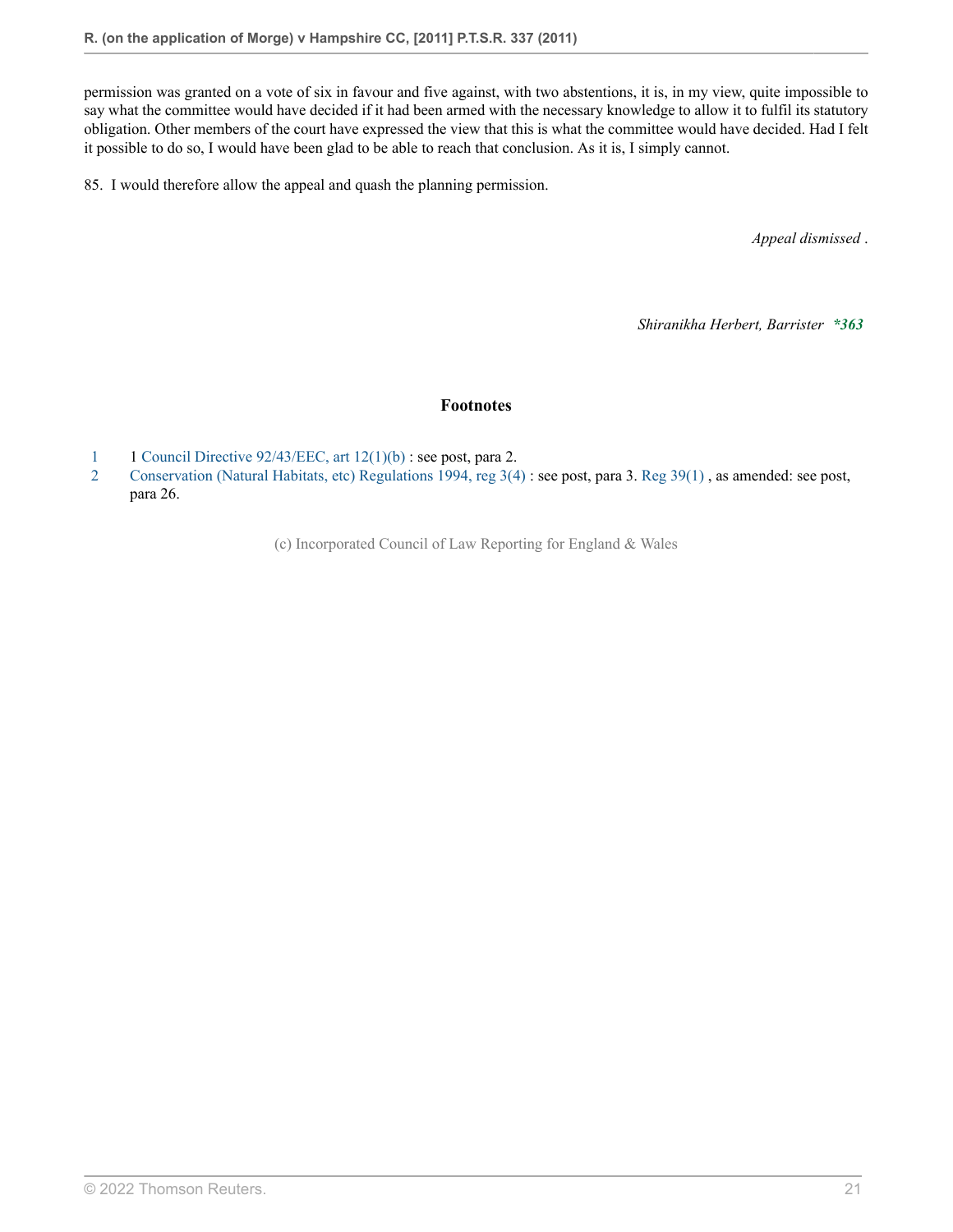permission was granted on a vote of six in favour and five against, with two abstentions, it is, in my view, quite impossible to say what the committee would have decided if it had been armed with the necessary knowledge to allow it to fulfil its statutory obligation. Other members of the court have expressed the view that this is what the committee would have decided. Had I felt it possible to do so, I would have been glad to be able to reach that conclusion. As it is, I simply cannot.

85. I would therefore allow the appeal and quash the planning permission.

*Appeal dismissed .*

*Shiranikha Herbert, Barrister* ***363**

## Footnotes

1. 1 Council Directive 92/43/EEC, art 12(1)(b) : see post, para 2.
2. Conservation (Natural Habitats, etc) Regulations 1994, reg 3(4) : see post, para 3. Reg 39(1) , as amended: see post, para 26.

(c) Incorporated Council of Law Reporting for England & Wales